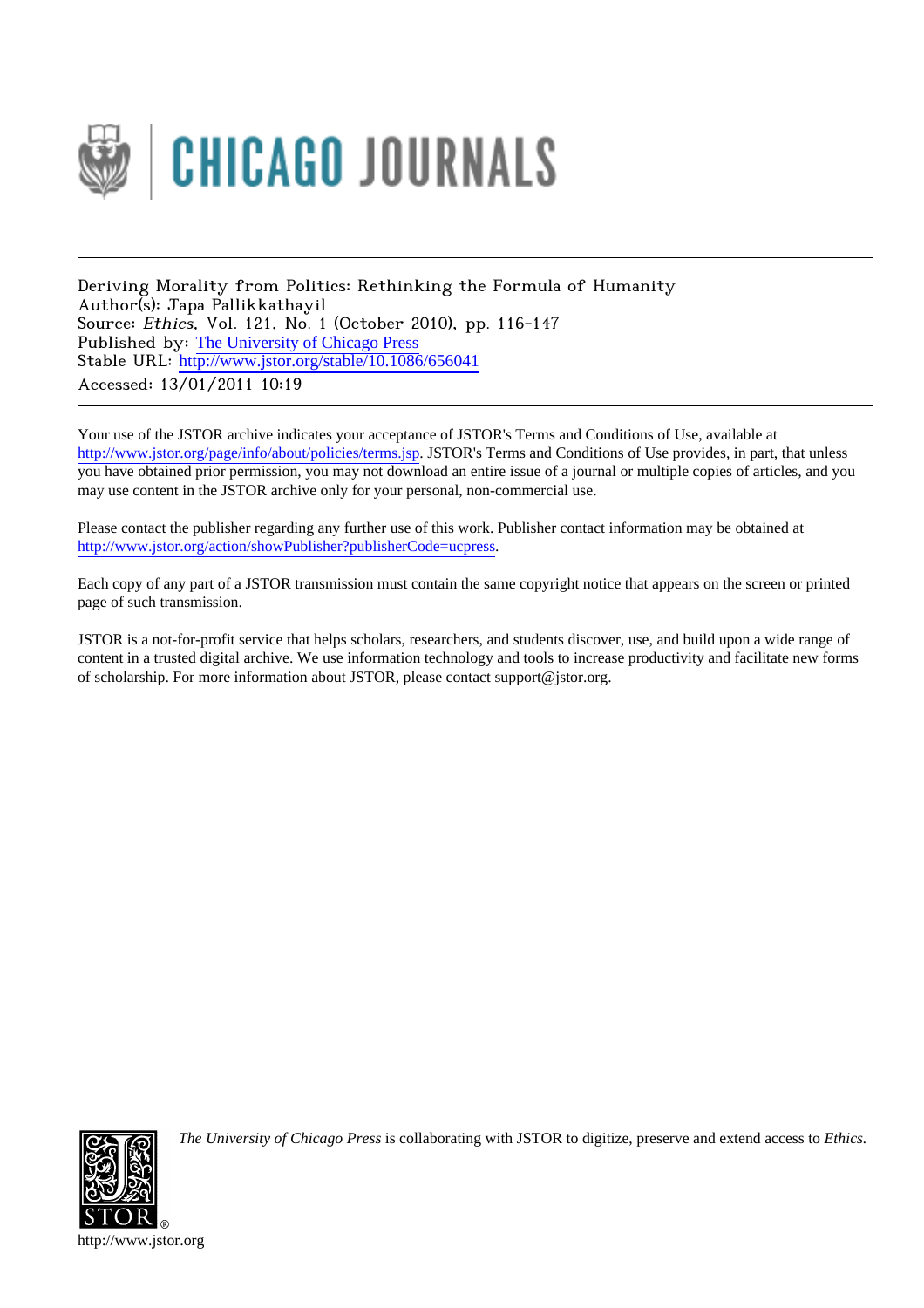Deriving Morality from Politics: Rethinking the Formula of Humanity
Author(s): Japa Pallikkathayil
Source: *Ethics*, Vol. 121, No. 1 (October 2010), pp. 116-147
Published by: The University of Chicago Press
Stable URL: http://www.jstor.org/stable/10.1086/656041
Accessed: 13/01/2011 10:19

Your use of the JSTOR archive indicates your acceptance of JSTOR's Terms and Conditions of Use, available at http://www.jstor.org/page/info/about/policies/terms.jsp. JSTOR's Terms and Conditions of Use provides, in part, that unless you have obtained prior permission, you may not download an entire issue of a journal or multiple copies of articles, and you may use content in the JSTOR archive only for your personal, non-commercial use.

Please contact the publisher regarding any further use of this work. Publisher contact information may be obtained at http://www.jstor.org/action/showPublisher?publisherCode=ucpress.

Each copy of any part of a JSTOR transmission must contain the same copyright notice that appears on the screen or printed page of such transmission.

JSTOR is a not-for-profit service that helps scholars, researchers, and students discover, use, and build upon a wide range of content in a trusted digital archive. We use information technology and tools to increase productivity and facilitate new forms of scholarship. For more information about JSTOR, please contact support@jstor.org.

*The University of Chicago Press* is collaborating with JSTOR to digitize, preserve and extend access to *Ethics.*

http://www.jstor.org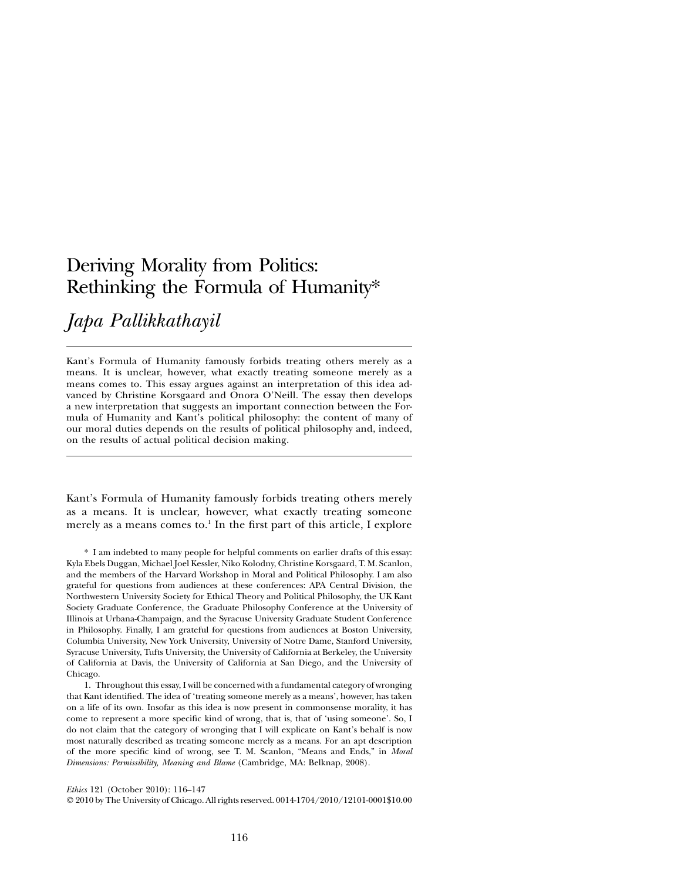# Deriving Morality from Politics: Rethinking the Formula of Humanity*

## *Japa Pallikkathayil*

Kant's Formula of Humanity famously forbids treating others merely as a means. It is unclear, however, what exactly treating someone merely as a means comes to. This essay argues against an interpretation of this idea advanced by Christine Korsgaard and Onora O'Neill. The essay then develops a new interpretation that suggests an important connection between the Formula of Humanity and Kant's political philosophy: the content of many of our moral duties depends on the results of political philosophy and, indeed, on the results of actual political decision making.

Kant's Formula of Humanity famously forbids treating others merely as a means. It is unclear, however, what exactly treating someone merely as a means comes to.[1] In the first part of this article, I explore

\* I am indebted to many people for helpful comments on earlier drafts of this essay: Kyla Ebels Duggan, Michael Joel Kessler, Niko Kolodny, Christine Korsgaard, T. M. Scanlon, and the members of the Harvard Workshop in Moral and Political Philosophy. I am also grateful for questions from audiences at these conferences: APA Central Division, the Northwestern University Society for Ethical Theory and Political Philosophy, the UK Kant Society Graduate Conference, the Graduate Philosophy Conference at the University of Illinois at Urbana-Champaign, and the Syracuse University Graduate Student Conference in Philosophy. Finally, I am grateful for questions from audiences at Boston University, Columbia University, New York University, University of Notre Dame, Stanford University, Syracuse University, Tufts University, the University of California at Berkeley, the University of California at Davis, the University of California at San Diego, and the University of Chicago.

1. Throughout this essay, I will be concerned with a fundamental category of wronging that Kant identified. The idea of 'treating someone merely as a means', however, has taken on a life of its own. Insofar as this idea is now present in commonsense morality, it has come to represent a more specific kind of wrong, that is, that of 'using someone'. So, I do not claim that the category of wronging that I will explicate on Kant's behalf is now most naturally described as treating someone merely as a means. For an apt description of the more specific kind of wrong, see T. M. Scanlon, "Means and Ends," in *Moral Dimensions: Permissibility, Meaning and Blame* (Cambridge, MA: Belknap, 2008).

*Ethics* 121 (October 2010): 116–147
© 2010 by The University of Chicago. All rights reserved. 0014-1704/2010/12101-0001$10.00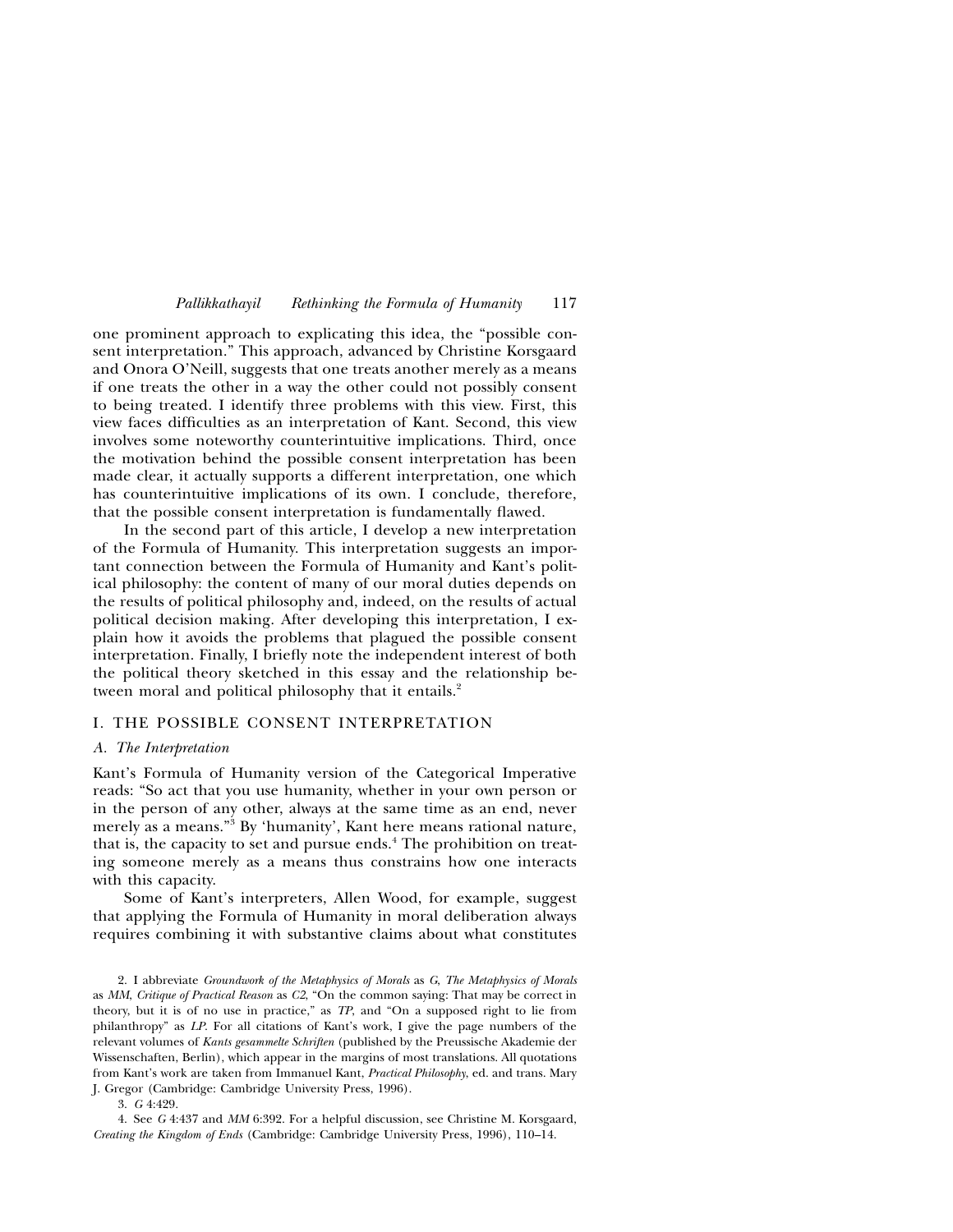one prominent approach to explicating this idea, the "possible consent interpretation." This approach, advanced by Christine Korsgaard and Onora O'Neill, suggests that one treats another merely as a means if one treats the other in a way the other could not possibly consent to being treated. I identify three problems with this view. First, this view faces difficulties as an interpretation of Kant. Second, this view involves some noteworthy counterintuitive implications. Third, once the motivation behind the possible consent interpretation has been made clear, it actually supports a different interpretation, one which has counterintuitive implications of its own. I conclude, therefore, that the possible consent interpretation is fundamentally flawed.

In the second part of this article, I develop a new interpretation of the Formula of Humanity. This interpretation suggests an important connection between the Formula of Humanity and Kant's political philosophy: the content of many of our moral duties depends on the results of political philosophy and, indeed, on the results of actual political decision making. After developing this interpretation, I explain how it avoids the problems that plagued the possible consent interpretation. Finally, I briefly note the independent interest of both the political theory sketched in this essay and the relationship between moral and political philosophy that it entails.[2]

## I. THE POSSIBLE CONSENT INTERPRETATION

### *A. The Interpretation*

Kant's Formula of Humanity version of the Categorical Imperative reads: "So act that you use humanity, whether in your own person or in the person of any other, always at the same time as an end, never merely as a means."[3] By 'humanity', Kant here means rational nature, that is, the capacity to set and pursue ends.[4] The prohibition on treating someone merely as a means thus constrains how one interacts with this capacity.

Some of Kant's interpreters, Allen Wood, for example, suggest that applying the Formula of Humanity in moral deliberation always requires combining it with substantive claims about what constitutes

2. I abbreviate *Groundwork of the Metaphysics of Morals* as *G*, *The Metaphysics of Morals* as *MM*, *Critique of Practical Reason* as *C2*, "On the common saying: That may be correct in theory, but it is of no use in practice," as *TP*, and "On a supposed right to lie from philanthropy" as *LP*. For all citations of Kant's work, I give the page numbers of the relevant volumes of *Kants gesammelte Schriften* (published by the Preussische Akademie der Wissenschaften, Berlin), which appear in the margins of most translations. All quotations from Kant's work are taken from Immanuel Kant, *Practical Philosophy*, ed. and trans. Mary J. Gregor (Cambridge: Cambridge University Press, 1996).

3. *G* 4:429.

4. See *G* 4:437 and *MM* 6:392. For a helpful discussion, see Christine M. Korsgaard, *Creating the Kingdom of Ends* (Cambridge: Cambridge University Press, 1996), 110–14.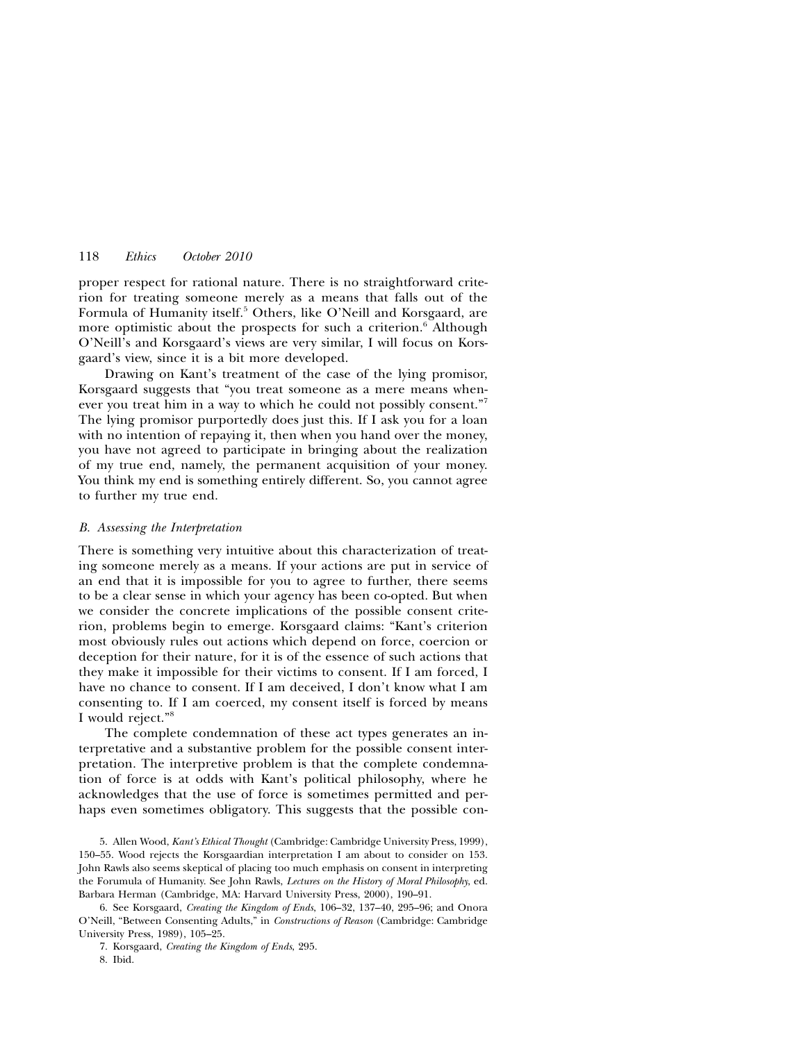proper respect for rational nature. There is no straightforward criterion for treating someone merely as a means that falls out of the Formula of Humanity itself.[5] Others, like O'Neill and Korsgaard, are more optimistic about the prospects for such a criterion.[6] Although O'Neill's and Korsgaard's views are very similar, I will focus on Korsgaard's view, since it is a bit more developed.

Drawing on Kant's treatment of the case of the lying promisor, Korsgaard suggests that "you treat someone as a mere means whenever you treat him in a way to which he could not possibly consent."[7] The lying promisor purportedly does just this. If I ask you for a loan with no intention of repaying it, then when you hand over the money, you have not agreed to participate in bringing about the realization of my true end, namely, the permanent acquisition of your money. You think my end is something entirely different. So, you cannot agree to further my true end.

### *B. Assessing the Interpretation*

There is something very intuitive about this characterization of treating someone merely as a means. If your actions are put in service of an end that it is impossible for you to agree to further, there seems to be a clear sense in which your agency has been co-opted. But when we consider the concrete implications of the possible consent criterion, problems begin to emerge. Korsgaard claims: "Kant's criterion most obviously rules out actions which depend on force, coercion or deception for their nature, for it is of the essence of such actions that they make it impossible for their victims to consent. If I am forced, I have no chance to consent. If I am deceived, I don't know what I am consenting to. If I am coerced, my consent itself is forced by means I would reject."[8]

The complete condemnation of these act types generates an interpretative and a substantive problem for the possible consent interpretation. The interpretive problem is that the complete condemnation of force is at odds with Kant's political philosophy, where he acknowledges that the use of force is sometimes permitted and perhaps even sometimes obligatory. This suggests that the possible con-

5. Allen Wood, *Kant's Ethical Thought* (Cambridge: Cambridge University Press, 1999), 150–55. Wood rejects the Korsgaardian interpretation I am about to consider on 153. John Rawls also seems skeptical of placing too much emphasis on consent in interpreting the Forumula of Humanity. See John Rawls, *Lectures on the History of Moral Philosophy*, ed. Barbara Herman (Cambridge, MA: Harvard University Press, 2000), 190–91.

6. See Korsgaard, *Creating the Kingdom of Ends*, 106–32, 137–40, 295–96; and Onora O'Neill, "Between Consenting Adults," in *Constructions of Reason* (Cambridge: Cambridge University Press, 1989), 105–25.

7. Korsgaard, *Creating the Kingdom of Ends*, 295.

8. Ibid.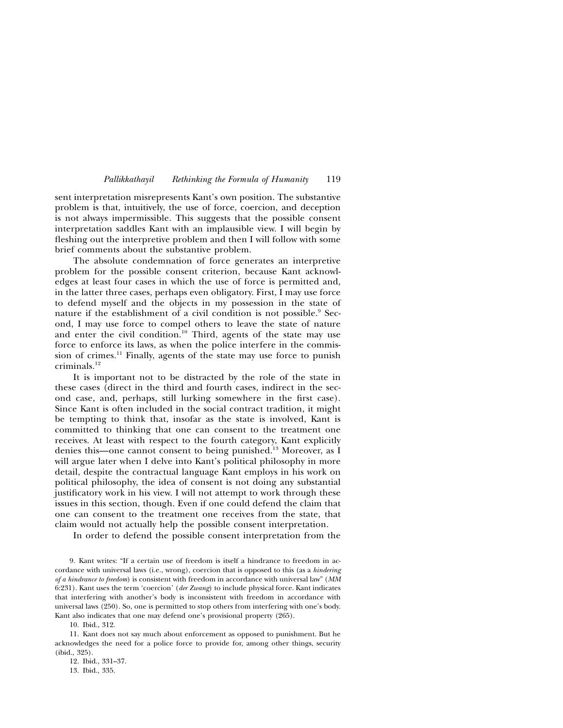sent interpretation misrepresents Kant's own position. The substantive problem is that, intuitively, the use of force, coercion, and deception is not always impermissible. This suggests that the possible consent interpretation saddles Kant with an implausible view. I will begin by fleshing out the interpretive problem and then I will follow with some brief comments about the substantive problem.

The absolute condemnation of force generates an interpretive problem for the possible consent criterion, because Kant acknowledges at least four cases in which the use of force is permitted and, in the latter three cases, perhaps even obligatory. First, I may use force to defend myself and the objects in my possession in the state of nature if the establishment of a civil condition is not possible.[9] Second, I may use force to compel others to leave the state of nature and enter the civil condition.[10] Third, agents of the state may use force to enforce its laws, as when the police interfere in the commission of crimes.[11] Finally, agents of the state may use force to punish criminals.[12]

It is important not to be distracted by the role of the state in these cases (direct in the third and fourth cases, indirect in the second case, and, perhaps, still lurking somewhere in the first case). Since Kant is often included in the social contract tradition, it might be tempting to think that, insofar as the state is involved, Kant is committed to thinking that one can consent to the treatment one receives. At least with respect to the fourth category, Kant explicitly denies this—one cannot consent to being punished.[13] Moreover, as I will argue later when I delve into Kant's political philosophy in more detail, despite the contractual language Kant employs in his work on political philosophy, the idea of consent is not doing any substantial justificatory work in his view. I will not attempt to work through these issues in this section, though. Even if one could defend the claim that one can consent to the treatment one receives from the state, that claim would not actually help the possible consent interpretation.

In order to defend the possible consent interpretation from the

9. Kant writes: "If a certain use of freedom is itself a hindrance to freedom in accordance with universal laws (i.e., wrong), coercion that is opposed to this (as a *hindering of a hindrance to freedom*) is consistent with freedom in accordance with universal law" (*MM* 6:231). Kant uses the term 'coercion' (*der Zwang*) to include physical force. Kant indicates that interfering with another's body is inconsistent with freedom in accordance with universal laws (250). So, one is permitted to stop others from interfering with one's body. Kant also indicates that one may defend one's provisional property (265).

10. Ibid., 312.

11. Kant does not say much about enforcement as opposed to punishment. But he acknowledges the need for a police force to provide for, among other things, security (ibid., 325).

12. Ibid., 331–37.

13. Ibid., 335.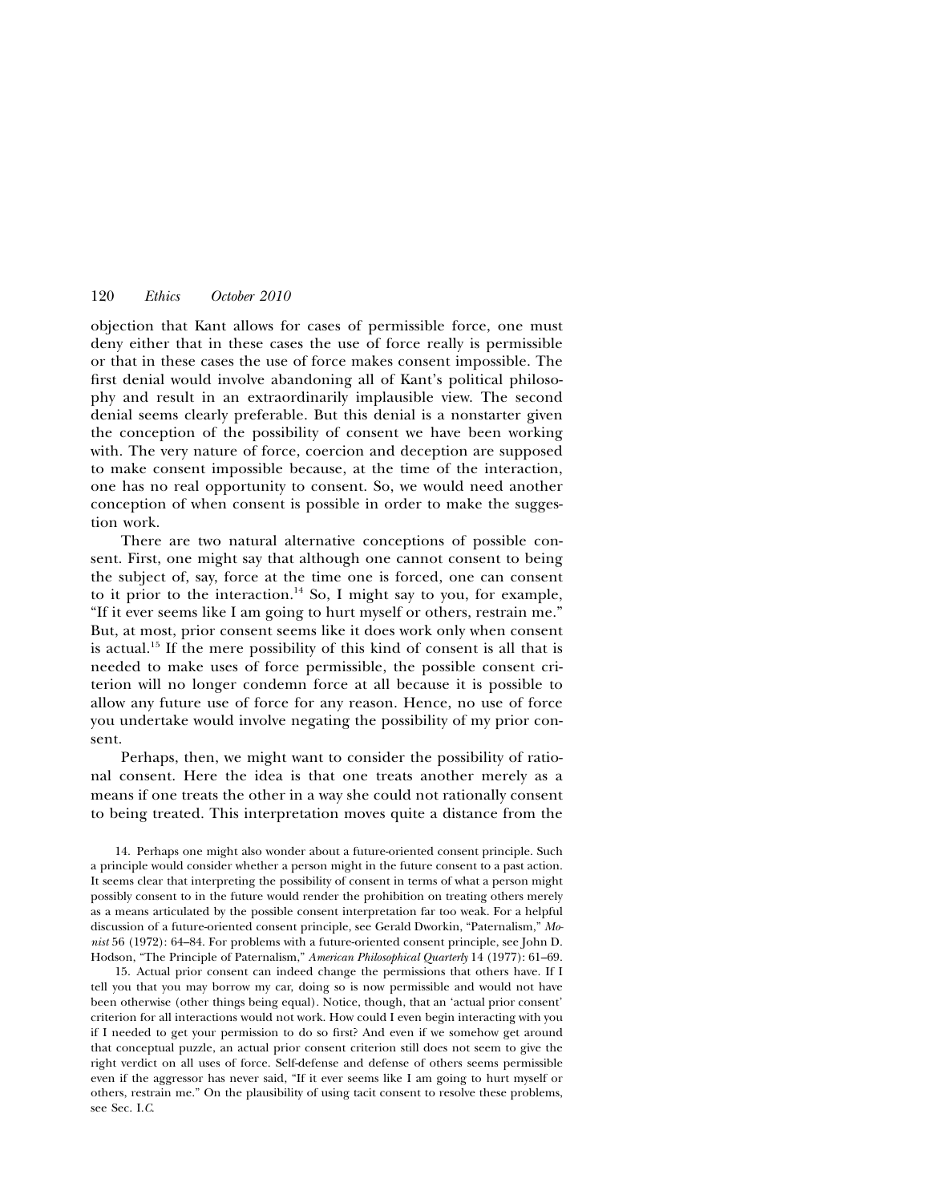objection that Kant allows for cases of permissible force, one must deny either that in these cases the use of force really is permissible or that in these cases the use of force makes consent impossible. The first denial would involve abandoning all of Kant's political philosophy and result in an extraordinarily implausible view. The second denial seems clearly preferable. But this denial is a nonstarter given the conception of the possibility of consent we have been working with. The very nature of force, coercion and deception are supposed to make consent impossible because, at the time of the interaction, one has no real opportunity to consent. So, we would need another conception of when consent is possible in order to make the suggestion work.

There are two natural alternative conceptions of possible consent. First, one might say that although one cannot consent to being the subject of, say, force at the time one is forced, one can consent to it prior to the interaction.[14] So, I might say to you, for example, "If it ever seems like I am going to hurt myself or others, restrain me." But, at most, prior consent seems like it does work only when consent is actual.[15] If the mere possibility of this kind of consent is all that is needed to make uses of force permissible, the possible consent criterion will no longer condemn force at all because it is possible to allow any future use of force for any reason. Hence, no use of force you undertake would involve negating the possibility of my prior consent.

Perhaps, then, we might want to consider the possibility of rational consent. Here the idea is that one treats another merely as a means if one treats the other in a way she could not rationally consent to being treated. This interpretation moves quite a distance from the

14. Perhaps one might also wonder about a future-oriented consent principle. Such a principle would consider whether a person might in the future consent to a past action. It seems clear that interpreting the possibility of consent in terms of what a person might possibly consent to in the future would render the prohibition on treating others merely as a means articulated by the possible consent interpretation far too weak. For a helpful discussion of a future-oriented consent principle, see Gerald Dworkin, "Paternalism," *Monist* 56 (1972): 64–84. For problems with a future-oriented consent principle, see John D. Hodson, "The Principle of Paternalism," *American Philosophical Quarterly* 14 (1977): 61–69.

15. Actual prior consent can indeed change the permissions that others have. If I tell you that you may borrow my car, doing so is now permissible and would not have been otherwise (other things being equal). Notice, though, that an 'actual prior consent' criterion for all interactions would not work. How could I even begin interacting with you if I needed to get your permission to do so first? And even if we somehow get around that conceptual puzzle, an actual prior consent criterion still does not seem to give the right verdict on all uses of force. Self-defense and defense of others seems permissible even if the aggressor has never said, "If it ever seems like I am going to hurt myself or others, restrain me." On the plausibility of using tacit consent to resolve these problems, see Sec. I.*C*.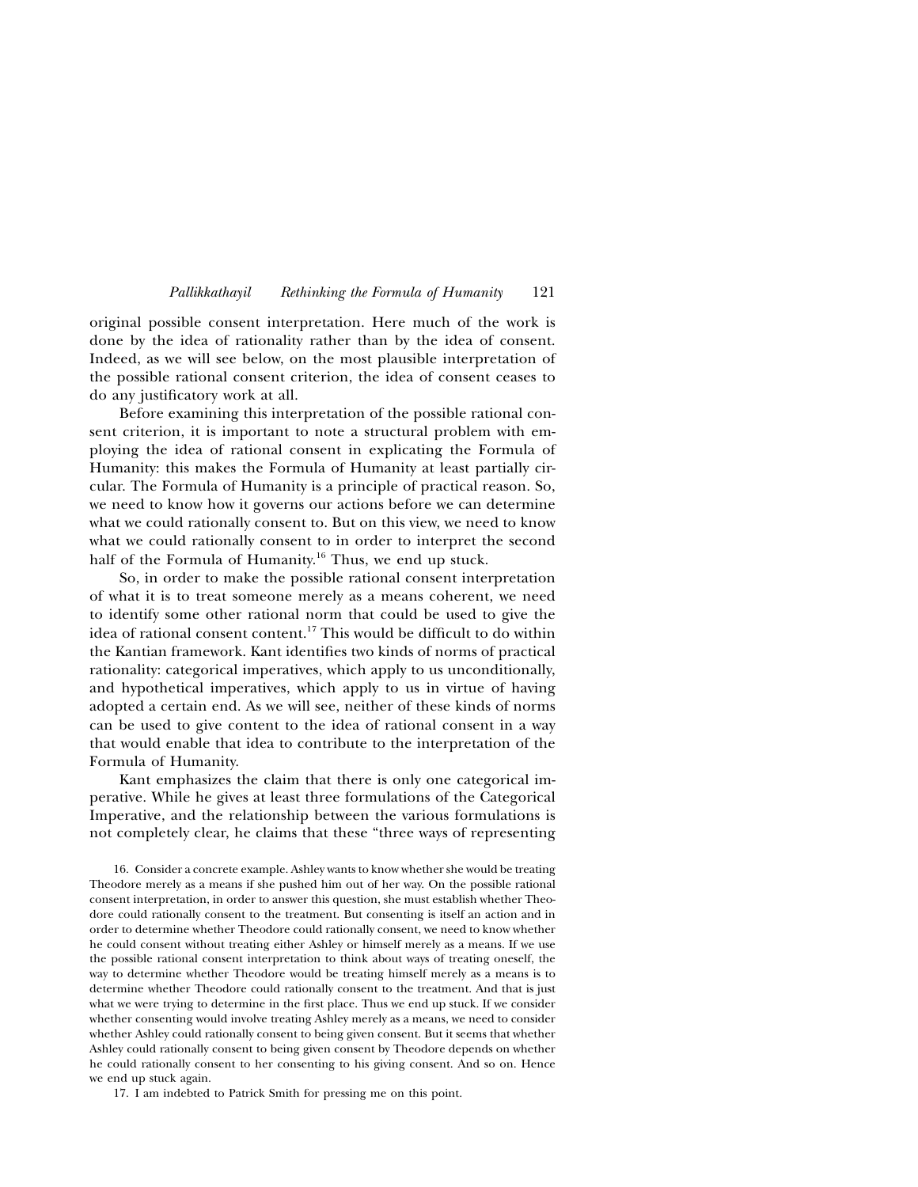original possible consent interpretation. Here much of the work is done by the idea of rationality rather than by the idea of consent. Indeed, as we will see below, on the most plausible interpretation of the possible rational consent criterion, the idea of consent ceases to do any justificatory work at all.

Before examining this interpretation of the possible rational consent criterion, it is important to note a structural problem with employing the idea of rational consent in explicating the Formula of Humanity: this makes the Formula of Humanity at least partially circular. The Formula of Humanity is a principle of practical reason. So, we need to know how it governs our actions before we can determine what we could rationally consent to. But on this view, we need to know what we could rationally consent to in order to interpret the second half of the Formula of Humanity.[16] Thus, we end up stuck.

So, in order to make the possible rational consent interpretation of what it is to treat someone merely as a means coherent, we need to identify some other rational norm that could be used to give the idea of rational consent content.[17] This would be difficult to do within the Kantian framework. Kant identifies two kinds of norms of practical rationality: categorical imperatives, which apply to us unconditionally, and hypothetical imperatives, which apply to us in virtue of having adopted a certain end. As we will see, neither of these kinds of norms can be used to give content to the idea of rational consent in a way that would enable that idea to contribute to the interpretation of the Formula of Humanity.

Kant emphasizes the claim that there is only one categorical imperative. While he gives at least three formulations of the Categorical Imperative, and the relationship between the various formulations is not completely clear, he claims that these "three ways of representing

16. Consider a concrete example. Ashley wants to know whether she would be treating Theodore merely as a means if she pushed him out of her way. On the possible rational consent interpretation, in order to answer this question, she must establish whether Theodore could rationally consent to the treatment. But consenting is itself an action and in order to determine whether Theodore could rationally consent, we need to know whether he could consent without treating either Ashley or himself merely as a means. If we use the possible rational consent interpretation to think about ways of treating oneself, the way to determine whether Theodore would be treating himself merely as a means is to determine whether Theodore could rationally consent to the treatment. And that is just what we were trying to determine in the first place. Thus we end up stuck. If we consider whether consenting would involve treating Ashley merely as a means, we need to consider whether Ashley could rationally consent to being given consent. But it seems that whether Ashley could rationally consent to being given consent by Theodore depends on whether he could rationally consent to her consenting to his giving consent. And so on. Hence we end up stuck again.

17. I am indebted to Patrick Smith for pressing me on this point.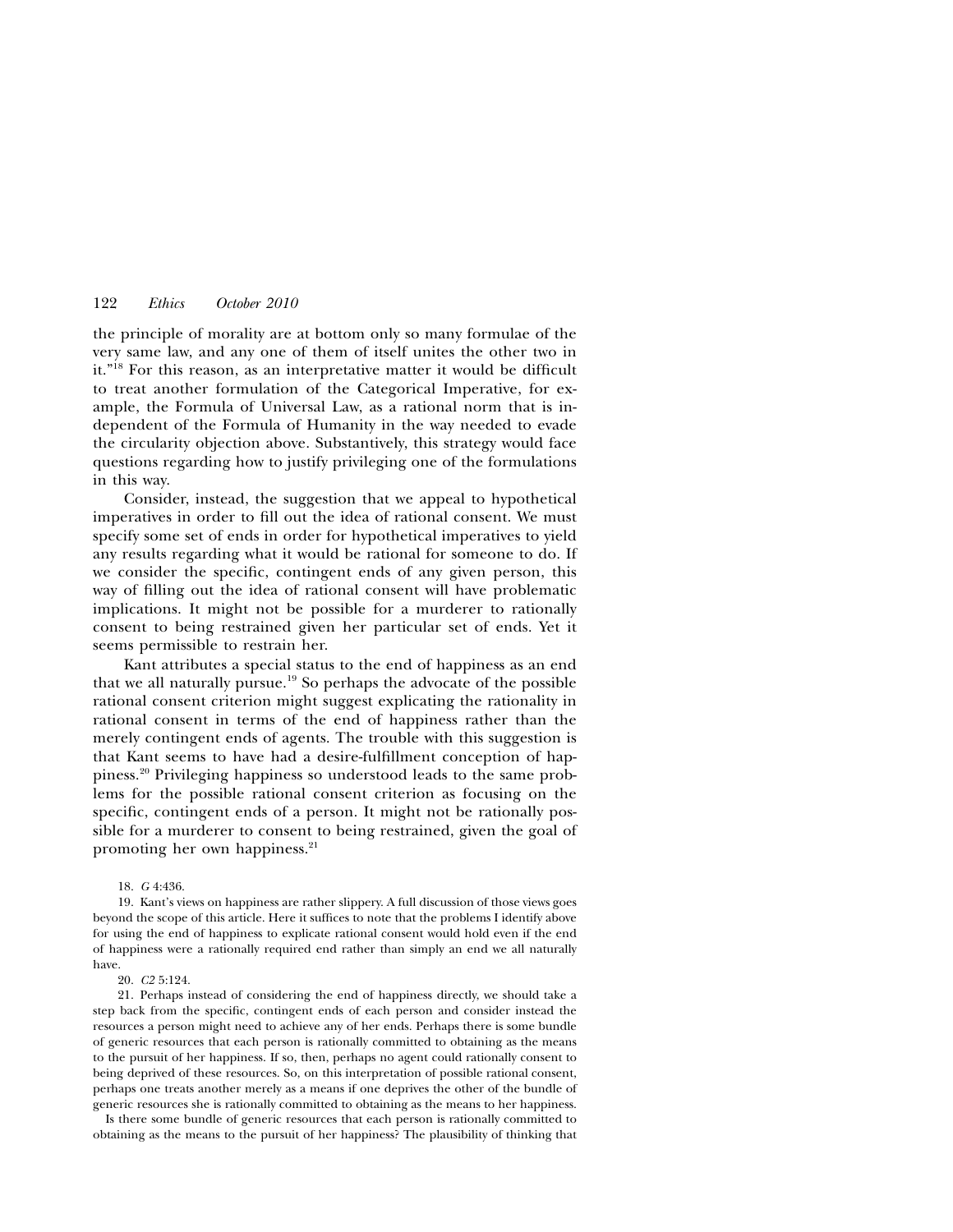the principle of morality are at bottom only so many formulae of the very same law, and any one of them of itself unites the other two in it."[18] For this reason, as an interpretative matter it would be difficult to treat another formulation of the Categorical Imperative, for example, the Formula of Universal Law, as a rational norm that is independent of the Formula of Humanity in the way needed to evade the circularity objection above. Substantively, this strategy would face questions regarding how to justify privileging one of the formulations in this way.

Consider, instead, the suggestion that we appeal to hypothetical imperatives in order to fill out the idea of rational consent. We must specify some set of ends in order for hypothetical imperatives to yield any results regarding what it would be rational for someone to do. If we consider the specific, contingent ends of any given person, this way of filling out the idea of rational consent will have problematic implications. It might not be possible for a murderer to rationally consent to being restrained given her particular set of ends. Yet it seems permissible to restrain her.

Kant attributes a special status to the end of happiness as an end that we all naturally pursue.[19] So perhaps the advocate of the possible rational consent criterion might suggest explicating the rationality in rational consent in terms of the end of happiness rather than the merely contingent ends of agents. The trouble with this suggestion is that Kant seems to have had a desire-fulfillment conception of happiness.[20] Privileging happiness so understood leads to the same problems for the possible rational consent criterion as focusing on the specific, contingent ends of a person. It might not be rationally possible for a murderer to consent to being restrained, given the goal of promoting her own happiness.[21]

18. *G* 4:436.

19. Kant's views on happiness are rather slippery. A full discussion of those views goes beyond the scope of this article. Here it suffices to note that the problems I identify above for using the end of happiness to explicate rational consent would hold even if the end of happiness were a rationally required end rather than simply an end we all naturally have.

20. *C2* 5:124.

21. Perhaps instead of considering the end of happiness directly, we should take a step back from the specific, contingent ends of each person and consider instead the resources a person might need to achieve any of her ends. Perhaps there is some bundle of generic resources that each person is rationally committed to obtaining as the means to the pursuit of her happiness. If so, then, perhaps no agent could rationally consent to being deprived of these resources. So, on this interpretation of possible rational consent, perhaps one treats another merely as a means if one deprives the other of the bundle of generic resources she is rationally committed to obtaining as the means to her happiness.

Is there some bundle of generic resources that each person is rationally committed to obtaining as the means to the pursuit of her happiness? The plausibility of thinking that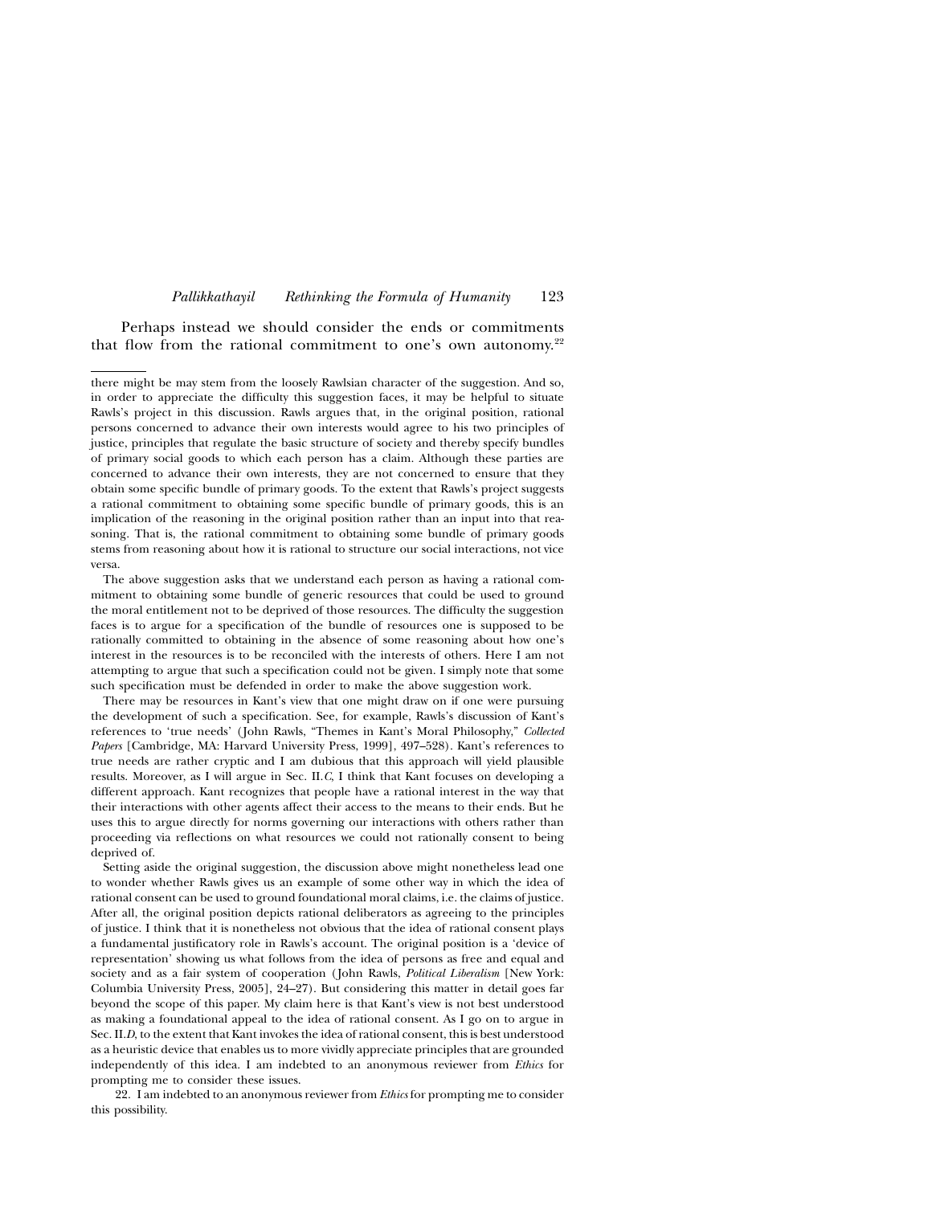Perhaps instead we should consider the ends or commitments that flow from the rational commitment to one's own autonomy.[22]

there might be may stem from the loosely Rawlsian character of the suggestion. And so, in order to appreciate the difficulty this suggestion faces, it may be helpful to situate Rawls's project in this discussion. Rawls argues that, in the original position, rational persons concerned to advance their own interests would agree to his two principles of justice, principles that regulate the basic structure of society and thereby specify bundles of primary social goods to which each person has a claim. Although these parties are concerned to advance their own interests, they are not concerned to ensure that they obtain some specific bundle of primary goods. To the extent that Rawls's project suggests a rational commitment to obtaining some specific bundle of primary goods, this is an implication of the reasoning in the original position rather than an input into that reasoning. That is, the rational commitment to obtaining some bundle of primary goods stems from reasoning about how it is rational to structure our social interactions, not vice versa.

The above suggestion asks that we understand each person as having a rational commitment to obtaining some bundle of generic resources that could be used to ground the moral entitlement not to be deprived of those resources. The difficulty the suggestion faces is to argue for a specification of the bundle of resources one is supposed to be rationally committed to obtaining in the absence of some reasoning about how one's interest in the resources is to be reconciled with the interests of others. Here I am not attempting to argue that such a specification could not be given. I simply note that some such specification must be defended in order to make the above suggestion work.

There may be resources in Kant's view that one might draw on if one were pursuing the development of such a specification. See, for example, Rawls's discussion of Kant's references to 'true needs' (John Rawls, "Themes in Kant's Moral Philosophy," *Collected Papers* [Cambridge, MA: Harvard University Press, 1999], 497–528). Kant's references to true needs are rather cryptic and I am dubious that this approach will yield plausible results. Moreover, as I will argue in Sec. II.*C*, I think that Kant focuses on developing a different approach. Kant recognizes that people have a rational interest in the way that their interactions with other agents affect their access to the means to their ends. But he uses this to argue directly for norms governing our interactions with others rather than proceeding via reflections on what resources we could not rationally consent to being deprived of.

Setting aside the original suggestion, the discussion above might nonetheless lead one to wonder whether Rawls gives us an example of some other way in which the idea of rational consent can be used to ground foundational moral claims, i.e. the claims of justice. After all, the original position depicts rational deliberators as agreeing to the principles of justice. I think that it is nonetheless not obvious that the idea of rational consent plays a fundamental justificatory role in Rawls's account. The original position is a 'device of representation' showing us what follows from the idea of persons as free and equal and society and as a fair system of cooperation (John Rawls, *Political Liberalism* [New York: Columbia University Press, 2005], 24–27). But considering this matter in detail goes far beyond the scope of this paper. My claim here is that Kant's view is not best understood as making a foundational appeal to the idea of rational consent. As I go on to argue in Sec. II.*D*, to the extent that Kant invokes the idea of rational consent, this is best understood as a heuristic device that enables us to more vividly appreciate principles that are grounded independently of this idea. I am indebted to an anonymous reviewer from *Ethics* for prompting me to consider these issues.

22. I am indebted to an anonymous reviewer from *Ethics* for prompting me to consider this possibility.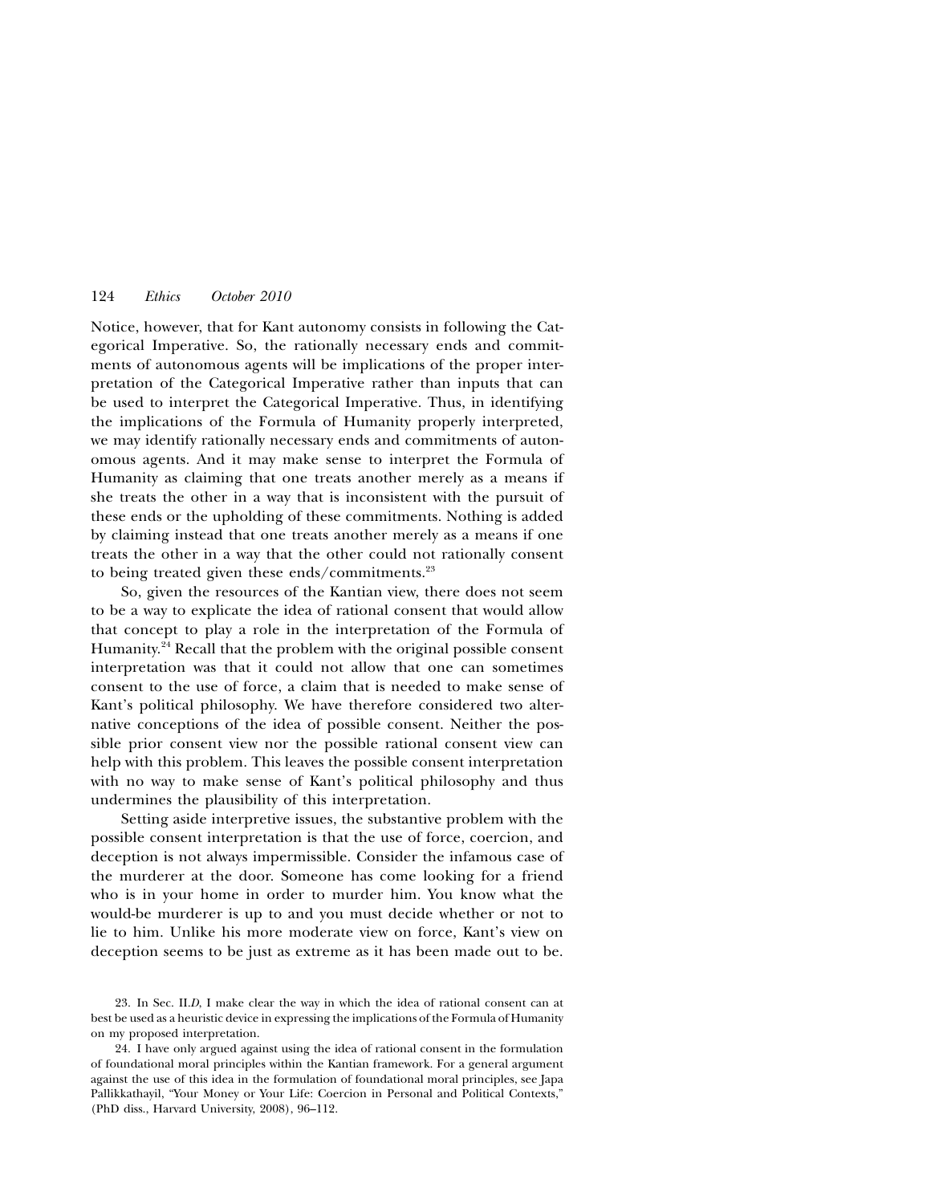Notice, however, that for Kant autonomy consists in following the Categorical Imperative. So, the rationally necessary ends and commitments of autonomous agents will be implications of the proper interpretation of the Categorical Imperative rather than inputs that can be used to interpret the Categorical Imperative. Thus, in identifying the implications of the Formula of Humanity properly interpreted, we may identify rationally necessary ends and commitments of autonomous agents. And it may make sense to interpret the Formula of Humanity as claiming that one treats another merely as a means if she treats the other in a way that is inconsistent with the pursuit of these ends or the upholding of these commitments. Nothing is added by claiming instead that one treats another merely as a means if one treats the other in a way that the other could not rationally consent to being treated given these ends/commitments.[23]

So, given the resources of the Kantian view, there does not seem to be a way to explicate the idea of rational consent that would allow that concept to play a role in the interpretation of the Formula of Humanity.[24] Recall that the problem with the original possible consent interpretation was that it could not allow that one can sometimes consent to the use of force, a claim that is needed to make sense of Kant's political philosophy. We have therefore considered two alternative conceptions of the idea of possible consent. Neither the possible prior consent view nor the possible rational consent view can help with this problem. This leaves the possible consent interpretation with no way to make sense of Kant's political philosophy and thus undermines the plausibility of this interpretation.

Setting aside interpretive issues, the substantive problem with the possible consent interpretation is that the use of force, coercion, and deception is not always impermissible. Consider the infamous case of the murderer at the door. Someone has come looking for a friend who is in your home in order to murder him. You know what the would-be murderer is up to and you must decide whether or not to lie to him. Unlike his more moderate view on force, Kant's view on deception seems to be just as extreme as it has been made out to be.

23. In Sec. II.*D*, I make clear the way in which the idea of rational consent can at best be used as a heuristic device in expressing the implications of the Formula of Humanity on my proposed interpretation.

24. I have only argued against using the idea of rational consent in the formulation of foundational moral principles within the Kantian framework. For a general argument against the use of this idea in the formulation of foundational moral principles, see Japa Pallikkathayil, "Your Money or Your Life: Coercion in Personal and Political Contexts," (PhD diss., Harvard University, 2008), 96–112.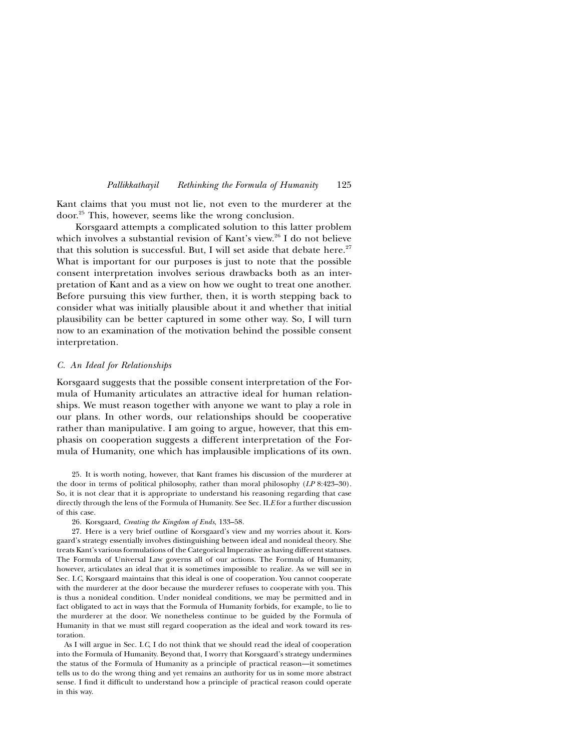Kant claims that you must not lie, not even to the murderer at the door.[25] This, however, seems like the wrong conclusion.

Korsgaard attempts a complicated solution to this latter problem which involves a substantial revision of Kant's view.[26] I do not believe that this solution is successful. But, I will set aside that debate here.[27] What is important for our purposes is just to note that the possible consent interpretation involves serious drawbacks both as an interpretation of Kant and as a view on how we ought to treat one another. Before pursuing this view further, then, it is worth stepping back to consider what was initially plausible about it and whether that initial plausibility can be better captured in some other way. So, I will turn now to an examination of the motivation behind the possible consent interpretation.

### *C. An Ideal for Relationships*

Korsgaard suggests that the possible consent interpretation of the Formula of Humanity articulates an attractive ideal for human relationships. We must reason together with anyone we want to play a role in our plans. In other words, our relationships should be cooperative rather than manipulative. I am going to argue, however, that this emphasis on cooperation suggests a different interpretation of the Formula of Humanity, one which has implausible implications of its own.

25. It is worth noting, however, that Kant frames his discussion of the murderer at the door in terms of political philosophy, rather than moral philosophy (*LP* 8:423–30). So, it is not clear that it is appropriate to understand his reasoning regarding that case directly through the lens of the Formula of Humanity. See Sec. II.*E* for a further discussion of this case.

26. Korsgaard, *Creating the Kingdom of Ends*, 133–58.

27. Here is a very brief outline of Korsgaard's view and my worries about it. Korsgaard's strategy essentially involves distinguishing between ideal and nonideal theory. She treats Kant's various formulations of the Categorical Imperative as having different statuses. The Formula of Universal Law governs all of our actions. The Formula of Humanity, however, articulates an ideal that it is sometimes impossible to realize. As we will see in Sec. I.*C*, Korsgaard maintains that this ideal is one of cooperation. You cannot cooperate with the murderer at the door because the murderer refuses to cooperate with you. This is thus a nonideal condition. Under nonideal conditions, we may be permitted and in fact obligated to act in ways that the Formula of Humanity forbids, for example, to lie to the murderer at the door. We nonetheless continue to be guided by the Formula of Humanity in that we must still regard cooperation as the ideal and work toward its restoration.

As I will argue in Sec. I.*C*, I do not think that we should read the ideal of cooperation into the Formula of Humanity. Beyond that, I worry that Korsgaard's strategy undermines the status of the Formula of Humanity as a principle of practical reason—it sometimes tells us to do the wrong thing and yet remains an authority for us in some more abstract sense. I find it difficult to understand how a principle of practical reason could operate in this way.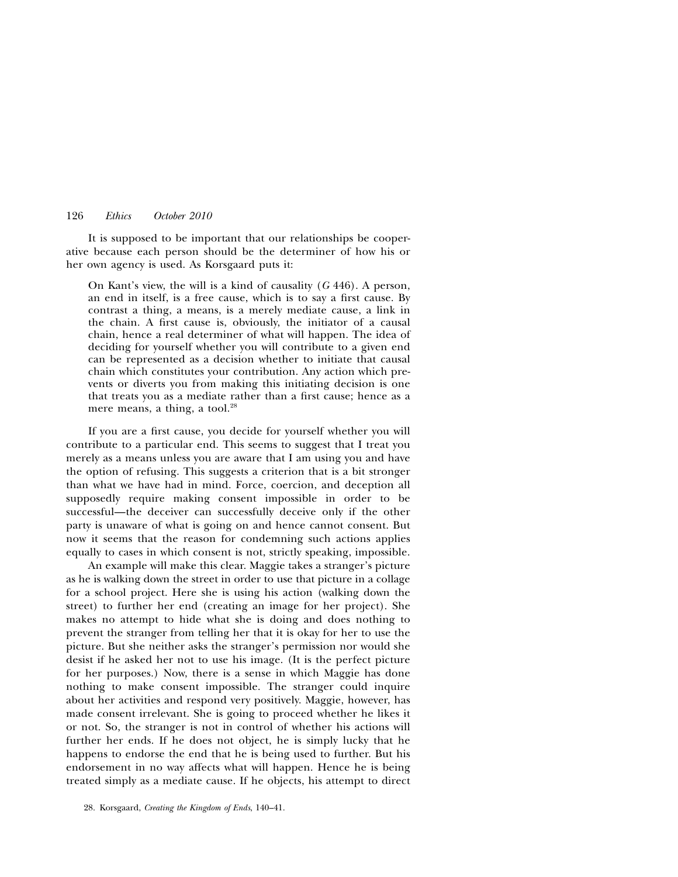It is supposed to be important that our relationships be cooperative because each person should be the determiner of how his or her own agency is used. As Korsgaard puts it:

> On Kant's view, the will is a kind of causality (*G* 446). A person, an end in itself, is a free cause, which is to say a first cause. By contrast a thing, a means, is a merely mediate cause, a link in the chain. A first cause is, obviously, the initiator of a causal chain, hence a real determiner of what will happen. The idea of deciding for yourself whether you will contribute to a given end can be represented as a decision whether to initiate that causal chain which constitutes your contribution. Any action which prevents or diverts you from making this initiating decision is one that treats you as a mediate rather than a first cause; hence as a mere means, a thing, a tool.[28]

If you are a first cause, you decide for yourself whether you will contribute to a particular end. This seems to suggest that I treat you merely as a means unless you are aware that I am using you and have the option of refusing. This suggests a criterion that is a bit stronger than what we have had in mind. Force, coercion, and deception all supposedly require making consent impossible in order to be successful—the deceiver can successfully deceive only if the other party is unaware of what is going on and hence cannot consent. But now it seems that the reason for condemning such actions applies equally to cases in which consent is not, strictly speaking, impossible.

An example will make this clear. Maggie takes a stranger's picture as he is walking down the street in order to use that picture in a collage for a school project. Here she is using his action (walking down the street) to further her end (creating an image for her project). She makes no attempt to hide what she is doing and does nothing to prevent the stranger from telling her that it is okay for her to use the picture. But she neither asks the stranger's permission nor would she desist if he asked her not to use his image. (It is the perfect picture for her purposes.) Now, there is a sense in which Maggie has done nothing to make consent impossible. The stranger could inquire about her activities and respond very positively. Maggie, however, has made consent irrelevant. She is going to proceed whether he likes it or not. So, the stranger is not in control of whether his actions will further her ends. If he does not object, he is simply lucky that he happens to endorse the end that he is being used to further. But his endorsement in no way affects what will happen. Hence he is being treated simply as a mediate cause. If he objects, his attempt to direct

28. Korsgaard, *Creating the Kingdom of Ends*, 140–41.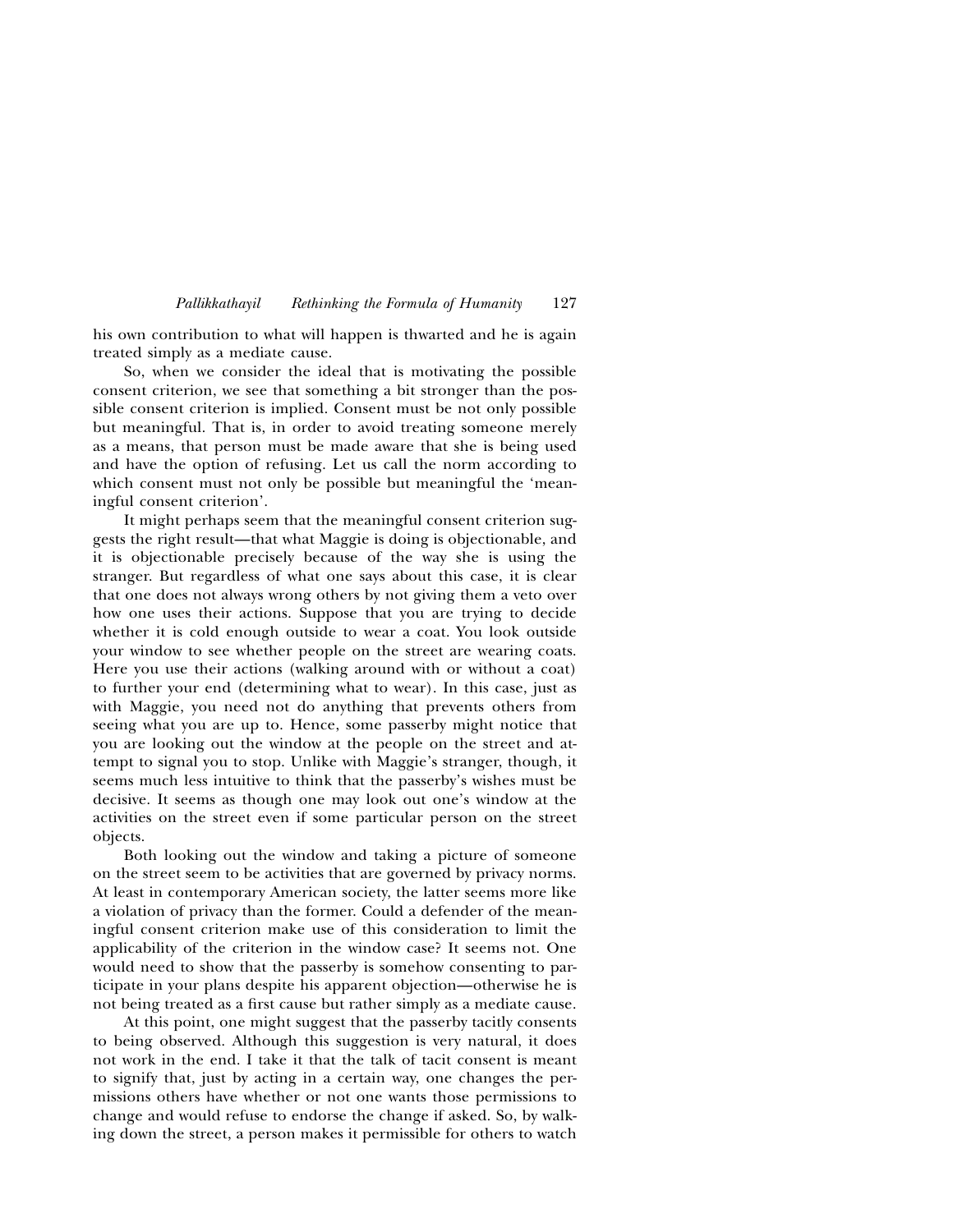his own contribution to what will happen is thwarted and he is again treated simply as a mediate cause.

So, when we consider the ideal that is motivating the possible consent criterion, we see that something a bit stronger than the possible consent criterion is implied. Consent must be not only possible but meaningful. That is, in order to avoid treating someone merely as a means, that person must be made aware that she is being used and have the option of refusing. Let us call the norm according to which consent must not only be possible but meaningful the 'meaningful consent criterion'.

It might perhaps seem that the meaningful consent criterion suggests the right result—that what Maggie is doing is objectionable, and it is objectionable precisely because of the way she is using the stranger. But regardless of what one says about this case, it is clear that one does not always wrong others by not giving them a veto over how one uses their actions. Suppose that you are trying to decide whether it is cold enough outside to wear a coat. You look outside your window to see whether people on the street are wearing coats. Here you use their actions (walking around with or without a coat) to further your end (determining what to wear). In this case, just as with Maggie, you need not do anything that prevents others from seeing what you are up to. Hence, some passerby might notice that you are looking out the window at the people on the street and attempt to signal you to stop. Unlike with Maggie's stranger, though, it seems much less intuitive to think that the passerby's wishes must be decisive. It seems as though one may look out one's window at the activities on the street even if some particular person on the street objects.

Both looking out the window and taking a picture of someone on the street seem to be activities that are governed by privacy norms. At least in contemporary American society, the latter seems more like a violation of privacy than the former. Could a defender of the meaningful consent criterion make use of this consideration to limit the applicability of the criterion in the window case? It seems not. One would need to show that the passerby is somehow consenting to participate in your plans despite his apparent objection—otherwise he is not being treated as a first cause but rather simply as a mediate cause.

At this point, one might suggest that the passerby tacitly consents to being observed. Although this suggestion is very natural, it does not work in the end. I take it that the talk of tacit consent is meant to signify that, just by acting in a certain way, one changes the permissions others have whether or not one wants those permissions to change and would refuse to endorse the change if asked. So, by walking down the street, a person makes it permissible for others to watch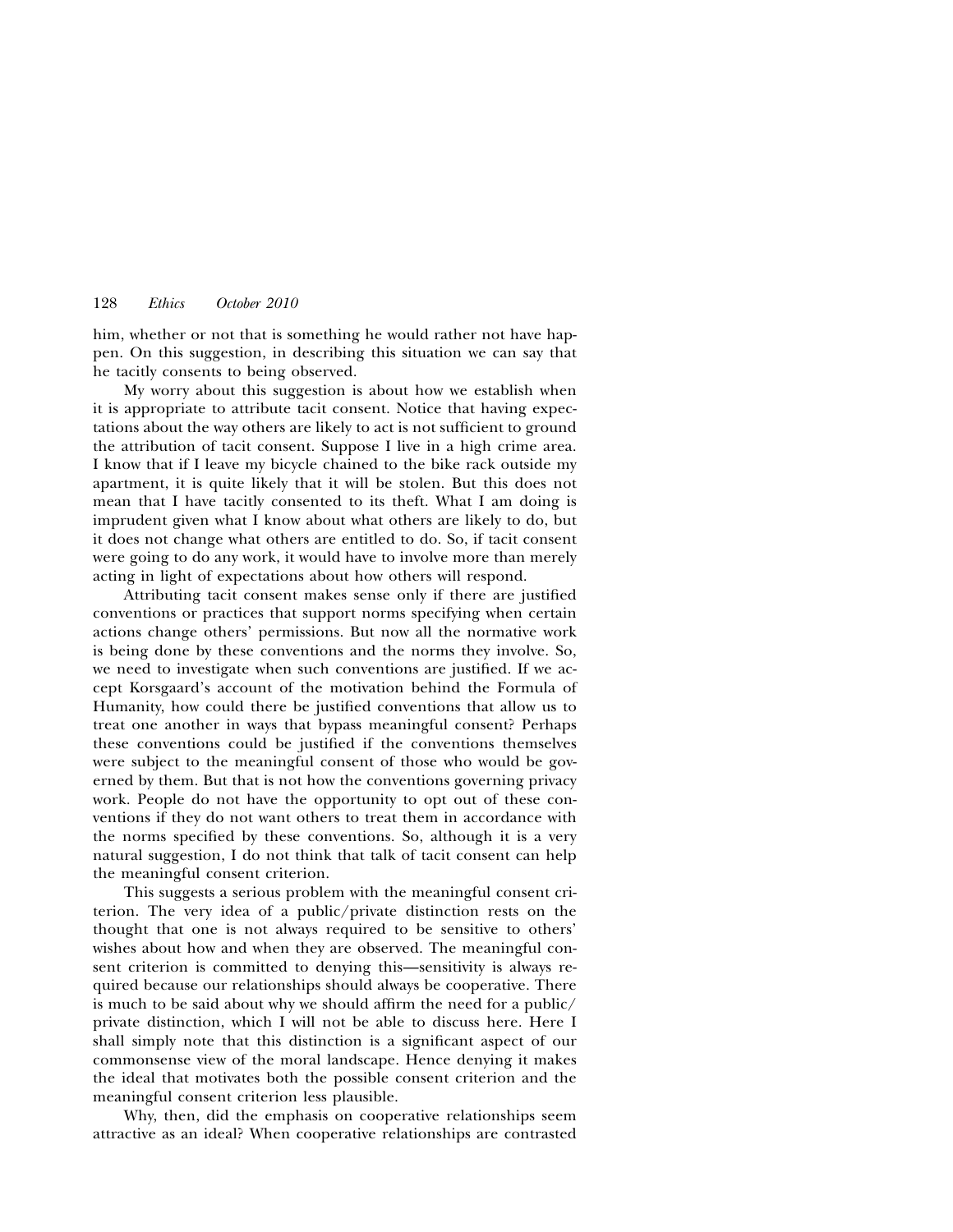him, whether or not that is something he would rather not have happen. On this suggestion, in describing this situation we can say that he tacitly consents to being observed.

My worry about this suggestion is about how we establish when it is appropriate to attribute tacit consent. Notice that having expectations about the way others are likely to act is not sufficient to ground the attribution of tacit consent. Suppose I live in a high crime area. I know that if I leave my bicycle chained to the bike rack outside my apartment, it is quite likely that it will be stolen. But this does not mean that I have tacitly consented to its theft. What I am doing is imprudent given what I know about what others are likely to do, but it does not change what others are entitled to do. So, if tacit consent were going to do any work, it would have to involve more than merely acting in light of expectations about how others will respond.

Attributing tacit consent makes sense only if there are justified conventions or practices that support norms specifying when certain actions change others' permissions. But now all the normative work is being done by these conventions and the norms they involve. So, we need to investigate when such conventions are justified. If we accept Korsgaard's account of the motivation behind the Formula of Humanity, how could there be justified conventions that allow us to treat one another in ways that bypass meaningful consent? Perhaps these conventions could be justified if the conventions themselves were subject to the meaningful consent of those who would be governed by them. But that is not how the conventions governing privacy work. People do not have the opportunity to opt out of these conventions if they do not want others to treat them in accordance with the norms specified by these conventions. So, although it is a very natural suggestion, I do not think that talk of tacit consent can help the meaningful consent criterion.

This suggests a serious problem with the meaningful consent criterion. The very idea of a public/private distinction rests on the thought that one is not always required to be sensitive to others' wishes about how and when they are observed. The meaningful consent criterion is committed to denying this—sensitivity is always required because our relationships should always be cooperative. There is much to be said about why we should affirm the need for a public/private distinction, which I will not be able to discuss here. Here I shall simply note that this distinction is a significant aspect of our commonsense view of the moral landscape. Hence denying it makes the ideal that motivates both the possible consent criterion and the meaningful consent criterion less plausible.

Why, then, did the emphasis on cooperative relationships seem attractive as an ideal? When cooperative relationships are contrasted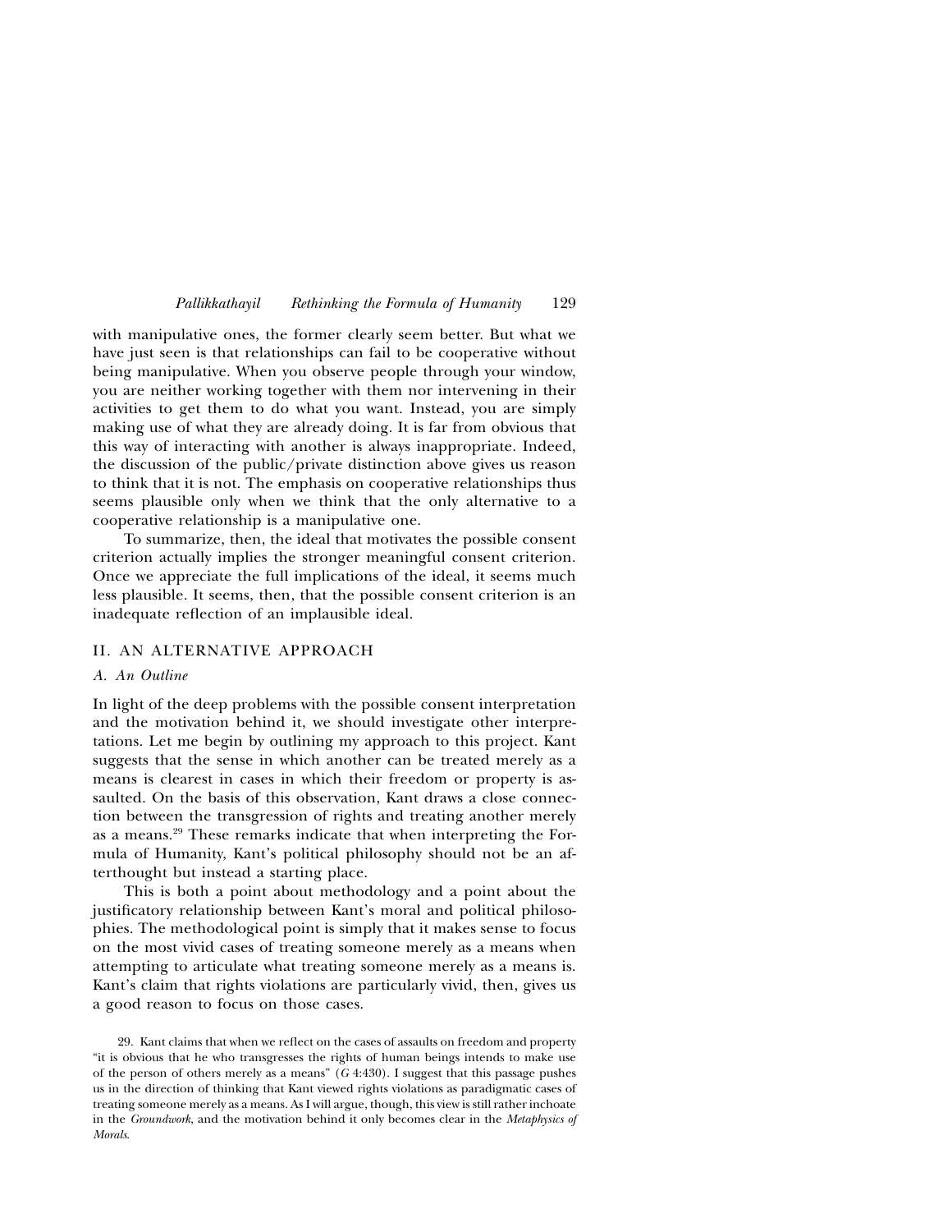with manipulative ones, the former clearly seem better. But what we have just seen is that relationships can fail to be cooperative without being manipulative. When you observe people through your window, you are neither working together with them nor intervening in their activities to get them to do what you want. Instead, you are simply making use of what they are already doing. It is far from obvious that this way of interacting with another is always inappropriate. Indeed, the discussion of the public/private distinction above gives us reason to think that it is not. The emphasis on cooperative relationships thus seems plausible only when we think that the only alternative to a cooperative relationship is a manipulative one.

To summarize, then, the ideal that motivates the possible consent criterion actually implies the stronger meaningful consent criterion. Once we appreciate the full implications of the ideal, it seems much less plausible. It seems, then, that the possible consent criterion is an inadequate reflection of an implausible ideal.

## II. AN ALTERNATIVE APPROACH

### *A. An Outline*

In light of the deep problems with the possible consent interpretation and the motivation behind it, we should investigate other interpretations. Let me begin by outlining my approach to this project. Kant suggests that the sense in which another can be treated merely as a means is clearest in cases in which their freedom or property is assaulted. On the basis of this observation, Kant draws a close connection between the transgression of rights and treating another merely as a means.[29] These remarks indicate that when interpreting the Formula of Humanity, Kant's political philosophy should not be an afterthought but instead a starting place.

This is both a point about methodology and a point about the justificatory relationship between Kant's moral and political philosophies. The methodological point is simply that it makes sense to focus on the most vivid cases of treating someone merely as a means when attempting to articulate what treating someone merely as a means is. Kant's claim that rights violations are particularly vivid, then, gives us a good reason to focus on those cases.

29. Kant claims that when we reflect on the cases of assaults on freedom and property "it is obvious that he who transgresses the rights of human beings intends to make use of the person of others merely as a means" (*G* 4:430). I suggest that this passage pushes us in the direction of thinking that Kant viewed rights violations as paradigmatic cases of treating someone merely as a means. As I will argue, though, this view is still rather inchoate in the *Groundwork*, and the motivation behind it only becomes clear in the *Metaphysics of Morals*.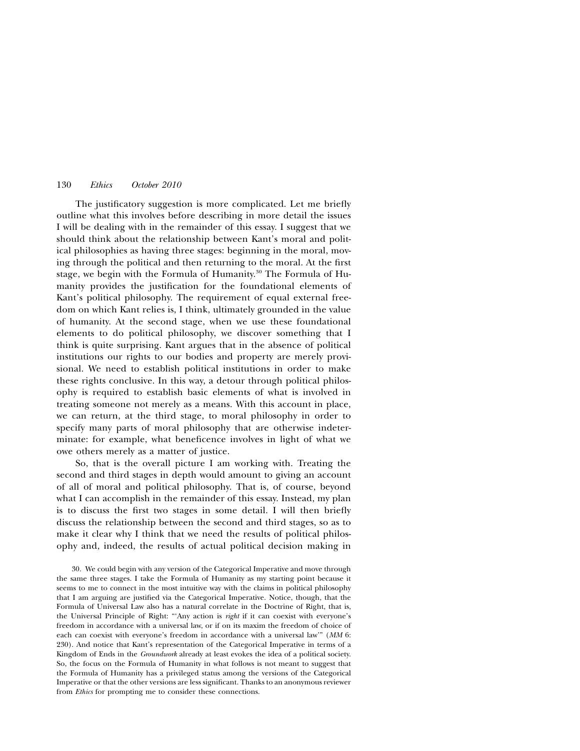The justificatory suggestion is more complicated. Let me briefly outline what this involves before describing in more detail the issues I will be dealing with in the remainder of this essay. I suggest that we should think about the relationship between Kant's moral and political philosophies as having three stages: beginning in the moral, moving through the political and then returning to the moral. At the first stage, we begin with the Formula of Humanity.[30] The Formula of Humanity provides the justification for the foundational elements of Kant's political philosophy. The requirement of equal external freedom on which Kant relies is, I think, ultimately grounded in the value of humanity. At the second stage, when we use these foundational elements to do political philosophy, we discover something that I think is quite surprising. Kant argues that in the absence of political institutions our rights to our bodies and property are merely provisional. We need to establish political institutions in order to make these rights conclusive. In this way, a detour through political philosophy is required to establish basic elements of what is involved in treating someone not merely as a means. With this account in place, we can return, at the third stage, to moral philosophy in order to specify many parts of moral philosophy that are otherwise indeterminate: for example, what beneficence involves in light of what we owe others merely as a matter of justice.

So, that is the overall picture I am working with. Treating the second and third stages in depth would amount to giving an account of all of moral and political philosophy. That is, of course, beyond what I can accomplish in the remainder of this essay. Instead, my plan is to discuss the first two stages in some detail. I will then briefly discuss the relationship between the second and third stages, so as to make it clear why I think that we need the results of political philosophy and, indeed, the results of actual political decision making in

30. We could begin with any version of the Categorical Imperative and move through the same three stages. I take the Formula of Humanity as my starting point because it seems to me to connect in the most intuitive way with the claims in political philosophy that I am arguing are justified via the Categorical Imperative. Notice, though, that the Formula of Universal Law also has a natural correlate in the Doctrine of Right, that is, the Universal Principle of Right: "'Any action is *right* if it can coexist with everyone's freedom in accordance with a universal law, or if on its maxim the freedom of choice of each can coexist with everyone's freedom in accordance with a universal law'" (*MM* 6: 230). And notice that Kant's representation of the Categorical Imperative in terms of a Kingdom of Ends in the *Groundwork* already at least evokes the idea of a political society. So, the focus on the Formula of Humanity in what follows is not meant to suggest that the Formula of Humanity has a privileged status among the versions of the Categorical Imperative or that the other versions are less significant. Thanks to an anonymous reviewer from *Ethics* for prompting me to consider these connections.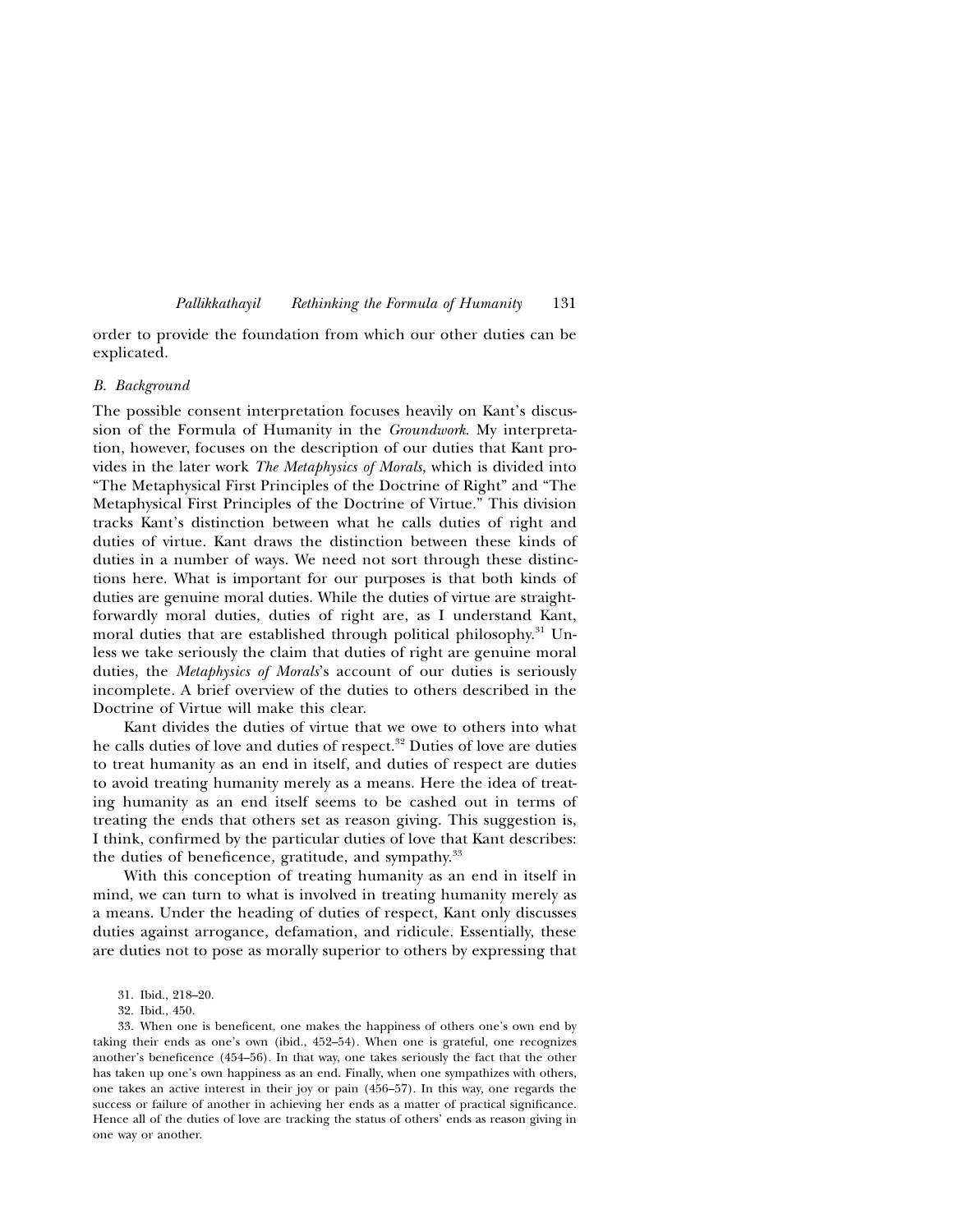order to provide the foundation from which our other duties can be explicated.

### *B. Background*

The possible consent interpretation focuses heavily on Kant's discussion of the Formula of Humanity in the *Groundwork*. My interpretation, however, focuses on the description of our duties that Kant provides in the later work *The Metaphysics of Morals*, which is divided into "The Metaphysical First Principles of the Doctrine of Right" and "The Metaphysical First Principles of the Doctrine of Virtue." This division tracks Kant's distinction between what he calls duties of right and duties of virtue. Kant draws the distinction between these kinds of duties in a number of ways. We need not sort through these distinctions here. What is important for our purposes is that both kinds of duties are genuine moral duties. While the duties of virtue are straightforwardly moral duties, duties of right are, as I understand Kant, moral duties that are established through political philosophy.[31] Unless we take seriously the claim that duties of right are genuine moral duties, the *Metaphysics of Morals*'s account of our duties is seriously incomplete. A brief overview of the duties to others described in the Doctrine of Virtue will make this clear.

Kant divides the duties of virtue that we owe to others into what he calls duties of love and duties of respect.[32] Duties of love are duties to treat humanity as an end in itself, and duties of respect are duties to avoid treating humanity merely as a means. Here the idea of treating humanity as an end itself seems to be cashed out in terms of treating the ends that others set as reason giving. This suggestion is, I think, confirmed by the particular duties of love that Kant describes: the duties of beneficence, gratitude, and sympathy.[33]

With this conception of treating humanity as an end in itself in mind, we can turn to what is involved in treating humanity merely as a means. Under the heading of duties of respect, Kant only discusses duties against arrogance, defamation, and ridicule. Essentially, these are duties not to pose as morally superior to others by expressing that

31. Ibid., 218–20.

32. Ibid., 450.

33. When one is beneficent, one makes the happiness of others one's own end by taking their ends as one's own (ibid., 452–54). When one is grateful, one recognizes another's beneficence (454–56). In that way, one takes seriously the fact that the other has taken up one's own happiness as an end. Finally, when one sympathizes with others, one takes an active interest in their joy or pain (456–57). In this way, one regards the success or failure of another in achieving her ends as a matter of practical significance. Hence all of the duties of love are tracking the status of others' ends as reason giving in one way or another.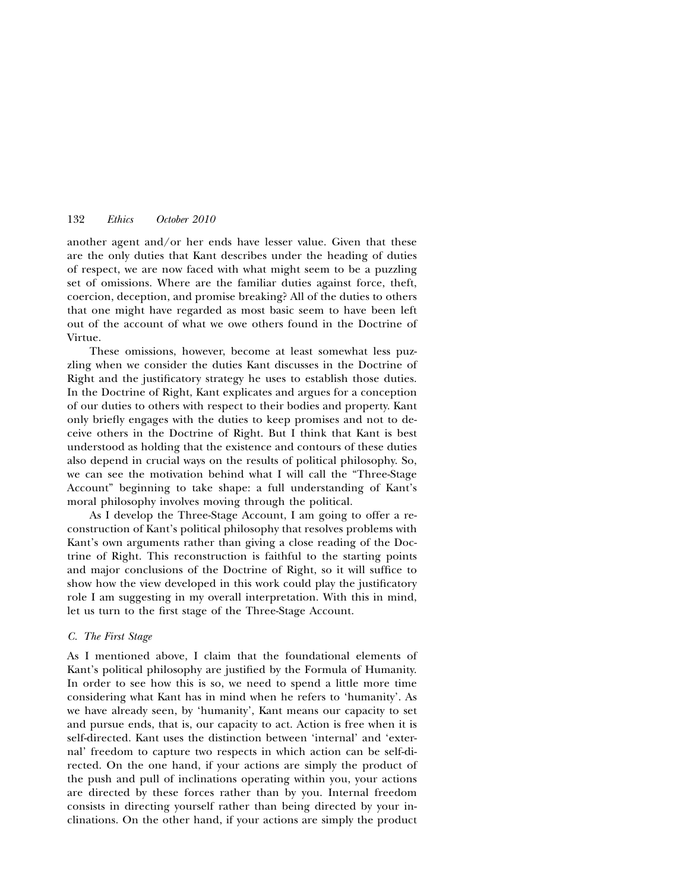another agent and/or her ends have lesser value. Given that these are the only duties that Kant describes under the heading of duties of respect, we are now faced with what might seem to be a puzzling set of omissions. Where are the familiar duties against force, theft, coercion, deception, and promise breaking? All of the duties to others that one might have regarded as most basic seem to have been left out of the account of what we owe others found in the Doctrine of Virtue.

These omissions, however, become at least somewhat less puzzling when we consider the duties Kant discusses in the Doctrine of Right and the justificatory strategy he uses to establish those duties. In the Doctrine of Right, Kant explicates and argues for a conception of our duties to others with respect to their bodies and property. Kant only briefly engages with the duties to keep promises and not to deceive others in the Doctrine of Right. But I think that Kant is best understood as holding that the existence and contours of these duties also depend in crucial ways on the results of political philosophy. So, we can see the motivation behind what I will call the "Three-Stage Account" beginning to take shape: a full understanding of Kant's moral philosophy involves moving through the political.

As I develop the Three-Stage Account, I am going to offer a reconstruction of Kant's political philosophy that resolves problems with Kant's own arguments rather than giving a close reading of the Doctrine of Right. This reconstruction is faithful to the starting points and major conclusions of the Doctrine of Right, so it will suffice to show how the view developed in this work could play the justificatory role I am suggesting in my overall interpretation. With this in mind, let us turn to the first stage of the Three-Stage Account.

### *C. The First Stage*

As I mentioned above, I claim that the foundational elements of Kant's political philosophy are justified by the Formula of Humanity. In order to see how this is so, we need to spend a little more time considering what Kant has in mind when he refers to 'humanity'. As we have already seen, by 'humanity', Kant means our capacity to set and pursue ends, that is, our capacity to act. Action is free when it is self-directed. Kant uses the distinction between 'internal' and 'external' freedom to capture two respects in which action can be self-directed. On the one hand, if your actions are simply the product of the push and pull of inclinations operating within you, your actions are directed by these forces rather than by you. Internal freedom consists in directing yourself rather than being directed by your inclinations. On the other hand, if your actions are simply the product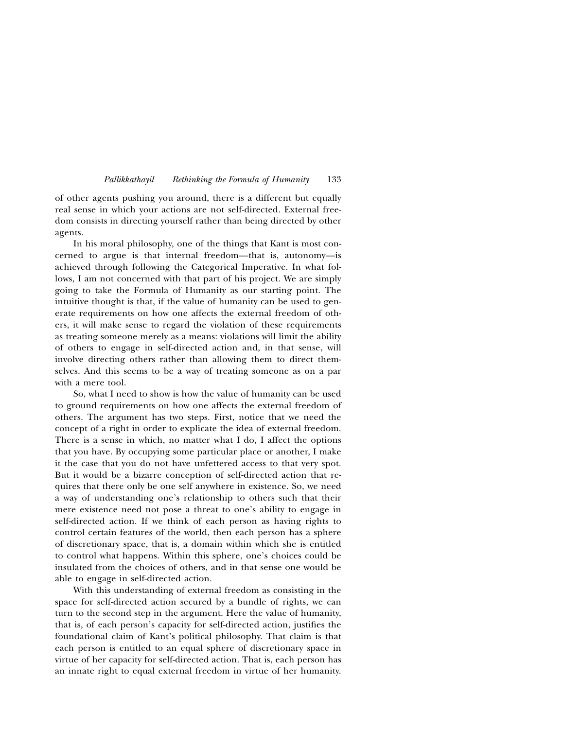of other agents pushing you around, there is a different but equally real sense in which your actions are not self-directed. External freedom consists in directing yourself rather than being directed by other agents.

In his moral philosophy, one of the things that Kant is most concerned to argue is that internal freedom—that is, autonomy—is achieved through following the Categorical Imperative. In what follows, I am not concerned with that part of his project. We are simply going to take the Formula of Humanity as our starting point. The intuitive thought is that, if the value of humanity can be used to generate requirements on how one affects the external freedom of others, it will make sense to regard the violation of these requirements as treating someone merely as a means: violations will limit the ability of others to engage in self-directed action and, in that sense, will involve directing others rather than allowing them to direct themselves. And this seems to be a way of treating someone as on a par with a mere tool.

So, what I need to show is how the value of humanity can be used to ground requirements on how one affects the external freedom of others. The argument has two steps. First, notice that we need the concept of a right in order to explicate the idea of external freedom. There is a sense in which, no matter what I do, I affect the options that you have. By occupying some particular place or another, I make it the case that you do not have unfettered access to that very spot. But it would be a bizarre conception of self-directed action that requires that there only be one self anywhere in existence. So, we need a way of understanding one's relationship to others such that their mere existence need not pose a threat to one's ability to engage in self-directed action. If we think of each person as having rights to control certain features of the world, then each person has a sphere of discretionary space, that is, a domain within which she is entitled to control what happens. Within this sphere, one's choices could be insulated from the choices of others, and in that sense one would be able to engage in self-directed action.

With this understanding of external freedom as consisting in the space for self-directed action secured by a bundle of rights, we can turn to the second step in the argument. Here the value of humanity, that is, of each person's capacity for self-directed action, justifies the foundational claim of Kant's political philosophy. That claim is that each person is entitled to an equal sphere of discretionary space in virtue of her capacity for self-directed action. That is, each person has an innate right to equal external freedom in virtue of her humanity.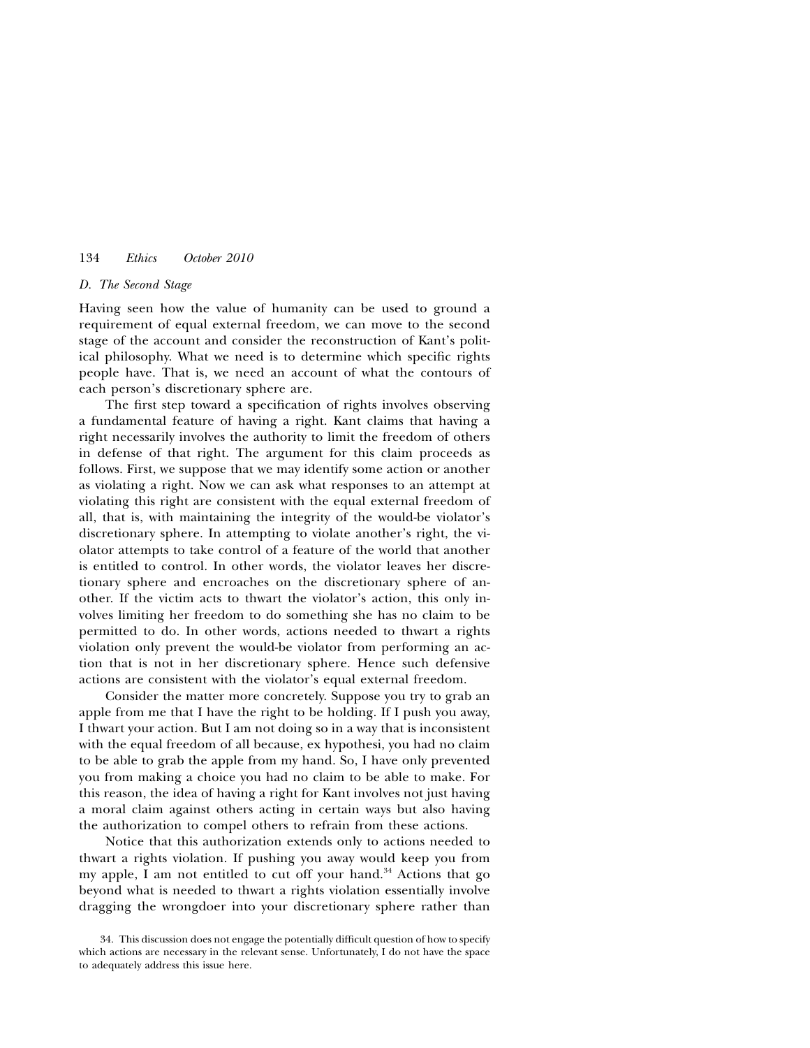*D. The Second Stage*

Having seen how the value of humanity can be used to ground a requirement of equal external freedom, we can move to the second stage of the account and consider the reconstruction of Kant's political philosophy. What we need is to determine which specific rights people have. That is, we need an account of what the contours of each person's discretionary sphere are.

The first step toward a specification of rights involves observing a fundamental feature of having a right. Kant claims that having a right necessarily involves the authority to limit the freedom of others in defense of that right. The argument for this claim proceeds as follows. First, we suppose that we may identify some action or another as violating a right. Now we can ask what responses to an attempt at violating this right are consistent with the equal external freedom of all, that is, with maintaining the integrity of the would-be violator's discretionary sphere. In attempting to violate another's right, the violator attempts to take control of a feature of the world that another is entitled to control. In other words, the violator leaves her discretionary sphere and encroaches on the discretionary sphere of another. If the victim acts to thwart the violator's action, this only involves limiting her freedom to do something she has no claim to be permitted to do. In other words, actions needed to thwart a rights violation only prevent the would-be violator from performing an action that is not in her discretionary sphere. Hence such defensive actions are consistent with the violator's equal external freedom.

Consider the matter more concretely. Suppose you try to grab an apple from me that I have the right to be holding. If I push you away, I thwart your action. But I am not doing so in a way that is inconsistent with the equal freedom of all because, ex hypothesi, you had no claim to be able to grab the apple from my hand. So, I have only prevented you from making a choice you had no claim to be able to make. For this reason, the idea of having a right for Kant involves not just having a moral claim against others acting in certain ways but also having the authorization to compel others to refrain from these actions.

Notice that this authorization extends only to actions needed to thwart a rights violation. If pushing you away would keep you from my apple, I am not entitled to cut off your hand.[34] Actions that go beyond what is needed to thwart a rights violation essentially involve dragging the wrongdoer into your discretionary sphere rather than

34. This discussion does not engage the potentially difficult question of how to specify which actions are necessary in the relevant sense. Unfortunately, I do not have the space to adequately address this issue here.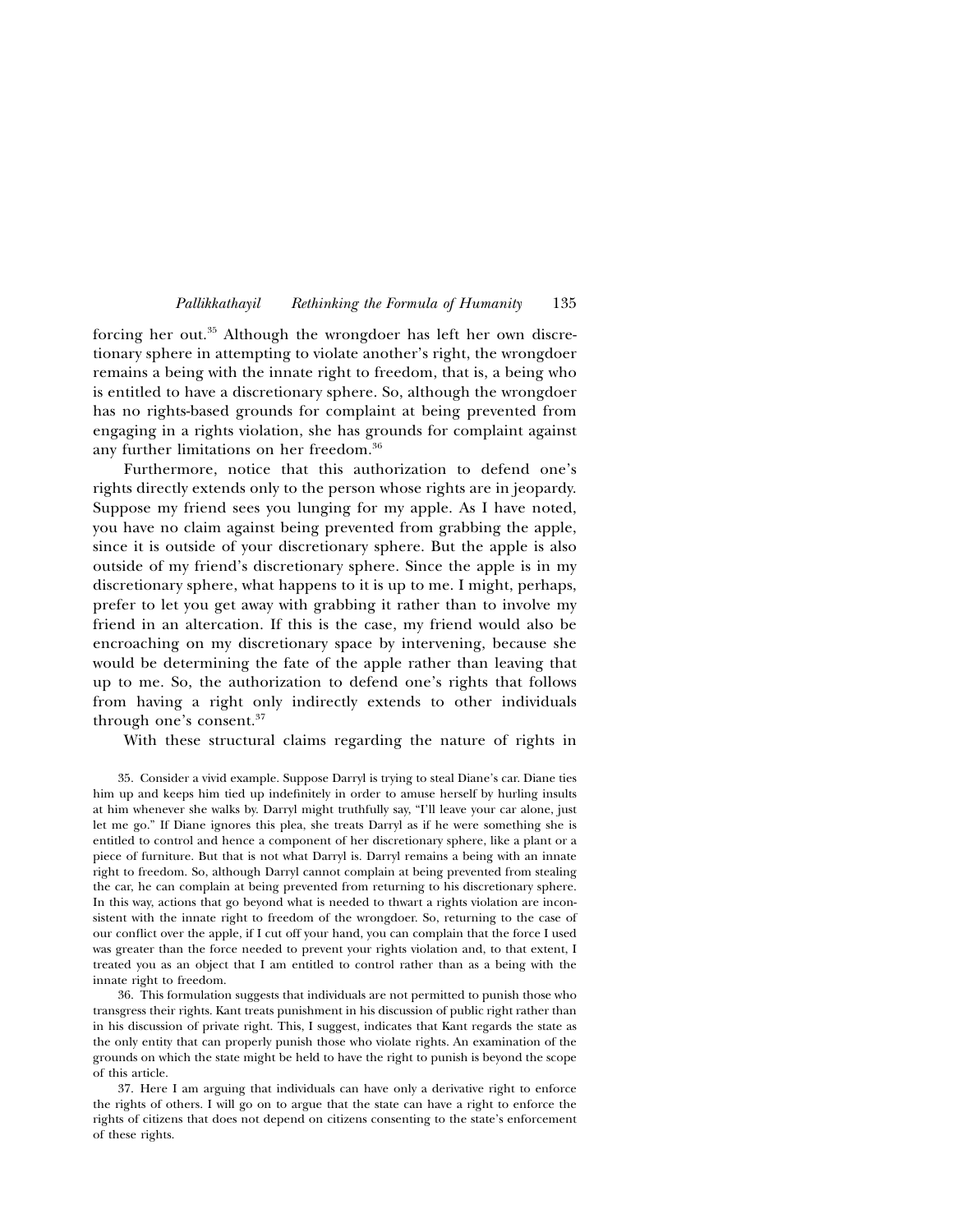forcing her out.[35] Although the wrongdoer has left her own discretionary sphere in attempting to violate another's right, the wrongdoer remains a being with the innate right to freedom, that is, a being who is entitled to have a discretionary sphere. So, although the wrongdoer has no rights-based grounds for complaint at being prevented from engaging in a rights violation, she has grounds for complaint against any further limitations on her freedom.[36]

Furthermore, notice that this authorization to defend one's rights directly extends only to the person whose rights are in jeopardy. Suppose my friend sees you lunging for my apple. As I have noted, you have no claim against being prevented from grabbing the apple, since it is outside of your discretionary sphere. But the apple is also outside of my friend's discretionary sphere. Since the apple is in my discretionary sphere, what happens to it is up to me. I might, perhaps, prefer to let you get away with grabbing it rather than to involve my friend in an altercation. If this is the case, my friend would also be encroaching on my discretionary space by intervening, because she would be determining the fate of the apple rather than leaving that up to me. So, the authorization to defend one's rights that follows from having a right only indirectly extends to other individuals through one's consent.[37]

With these structural claims regarding the nature of rights in

35. Consider a vivid example. Suppose Darryl is trying to steal Diane's car. Diane ties him up and keeps him tied up indefinitely in order to amuse herself by hurling insults at him whenever she walks by. Darryl might truthfully say, "I'll leave your car alone, just let me go." If Diane ignores this plea, she treats Darryl as if he were something she is entitled to control and hence a component of her discretionary sphere, like a plant or a piece of furniture. But that is not what Darryl is. Darryl remains a being with an innate right to freedom. So, although Darryl cannot complain at being prevented from stealing the car, he can complain at being prevented from returning to his discretionary sphere. In this way, actions that go beyond what is needed to thwart a rights violation are inconsistent with the innate right to freedom of the wrongdoer. So, returning to the case of our conflict over the apple, if I cut off your hand, you can complain that the force I used was greater than the force needed to prevent your rights violation and, to that extent, I treated you as an object that I am entitled to control rather than as a being with the innate right to freedom.

36. This formulation suggests that individuals are not permitted to punish those who transgress their rights. Kant treats punishment in his discussion of public right rather than in his discussion of private right. This, I suggest, indicates that Kant regards the state as the only entity that can properly punish those who violate rights. An examination of the grounds on which the state might be held to have the right to punish is beyond the scope of this article.

37. Here I am arguing that individuals can have only a derivative right to enforce the rights of others. I will go on to argue that the state can have a right to enforce the rights of citizens that does not depend on citizens consenting to the state's enforcement of these rights.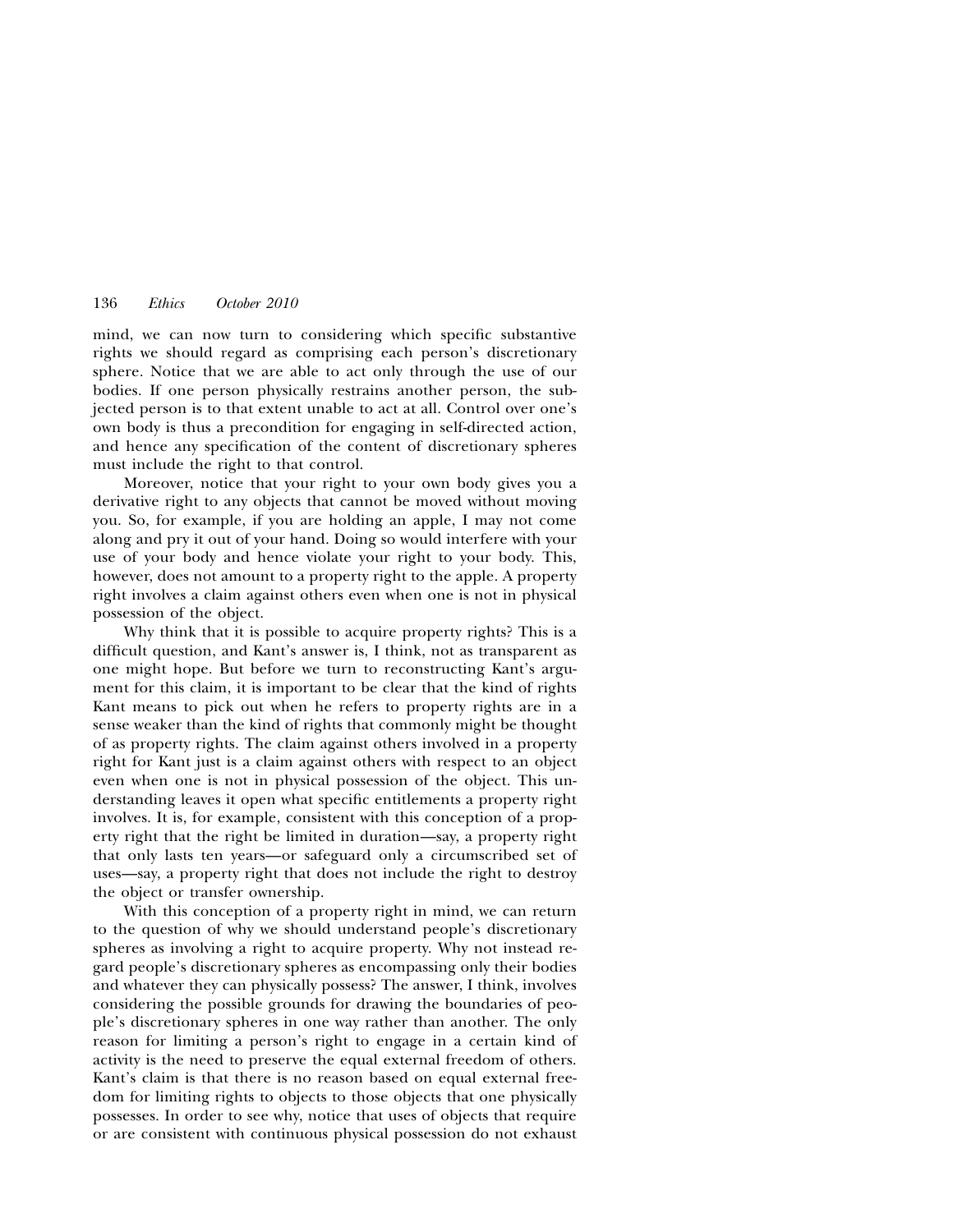mind, we can now turn to considering which specific substantive rights we should regard as comprising each person's discretionary sphere. Notice that we are able to act only through the use of our bodies. If one person physically restrains another person, the subjected person is to that extent unable to act at all. Control over one's own body is thus a precondition for engaging in self-directed action, and hence any specification of the content of discretionary spheres must include the right to that control.

Moreover, notice that your right to your own body gives you a derivative right to any objects that cannot be moved without moving you. So, for example, if you are holding an apple, I may not come along and pry it out of your hand. Doing so would interfere with your use of your body and hence violate your right to your body. This, however, does not amount to a property right to the apple. A property right involves a claim against others even when one is not in physical possession of the object.

Why think that it is possible to acquire property rights? This is a difficult question, and Kant's answer is, I think, not as transparent as one might hope. But before we turn to reconstructing Kant's argument for this claim, it is important to be clear that the kind of rights Kant means to pick out when he refers to property rights are in a sense weaker than the kind of rights that commonly might be thought of as property rights. The claim against others involved in a property right for Kant just is a claim against others with respect to an object even when one is not in physical possession of the object. This understanding leaves it open what specific entitlements a property right involves. It is, for example, consistent with this conception of a property right that the right be limited in duration—say, a property right that only lasts ten years—or safeguard only a circumscribed set of uses—say, a property right that does not include the right to destroy the object or transfer ownership.

With this conception of a property right in mind, we can return to the question of why we should understand people's discretionary spheres as involving a right to acquire property. Why not instead regard people's discretionary spheres as encompassing only their bodies and whatever they can physically possess? The answer, I think, involves considering the possible grounds for drawing the boundaries of people's discretionary spheres in one way rather than another. The only reason for limiting a person's right to engage in a certain kind of activity is the need to preserve the equal external freedom of others. Kant's claim is that there is no reason based on equal external freedom for limiting rights to objects to those objects that one physically possesses. In order to see why, notice that uses of objects that require or are consistent with continuous physical possession do not exhaust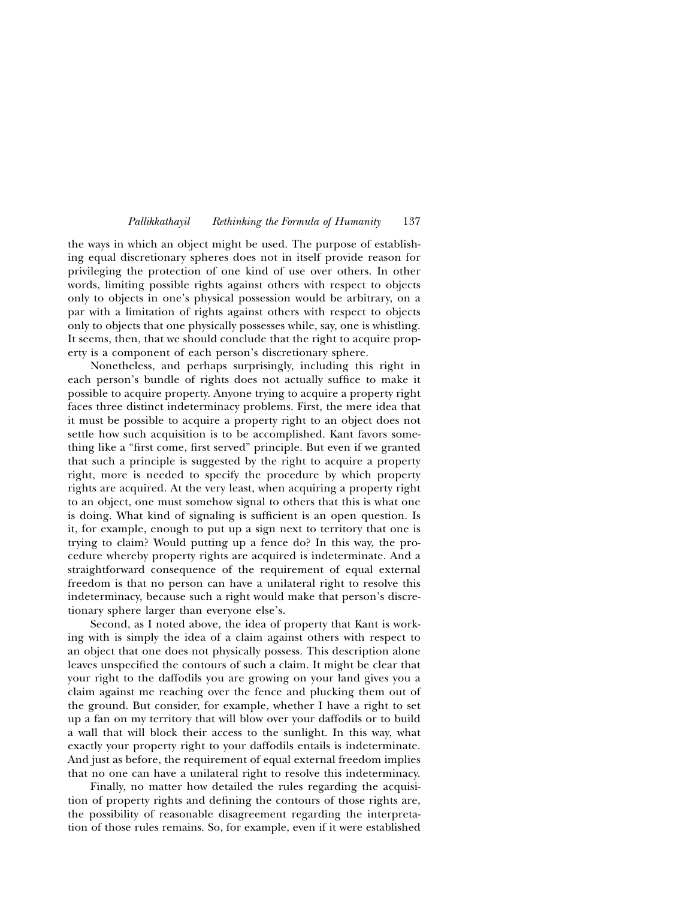the ways in which an object might be used. The purpose of establishing equal discretionary spheres does not in itself provide reason for privileging the protection of one kind of use over others. In other words, limiting possible rights against others with respect to objects only to objects in one's physical possession would be arbitrary, on a par with a limitation of rights against others with respect to objects only to objects that one physically possesses while, say, one is whistling. It seems, then, that we should conclude that the right to acquire property is a component of each person's discretionary sphere.

Nonetheless, and perhaps surprisingly, including this right in each person's bundle of rights does not actually suffice to make it possible to acquire property. Anyone trying to acquire a property right faces three distinct indeterminacy problems. First, the mere idea that it must be possible to acquire a property right to an object does not settle how such acquisition is to be accomplished. Kant favors something like a "first come, first served" principle. But even if we granted that such a principle is suggested by the right to acquire a property right, more is needed to specify the procedure by which property rights are acquired. At the very least, when acquiring a property right to an object, one must somehow signal to others that this is what one is doing. What kind of signaling is sufficient is an open question. Is it, for example, enough to put up a sign next to territory that one is trying to claim? Would putting up a fence do? In this way, the procedure whereby property rights are acquired is indeterminate. And a straightforward consequence of the requirement of equal external freedom is that no person can have a unilateral right to resolve this indeterminacy, because such a right would make that person's discretionary sphere larger than everyone else's.

Second, as I noted above, the idea of property that Kant is working with is simply the idea of a claim against others with respect to an object that one does not physically possess. This description alone leaves unspecified the contours of such a claim. It might be clear that your right to the daffodils you are growing on your land gives you a claim against me reaching over the fence and plucking them out of the ground. But consider, for example, whether I have a right to set up a fan on my territory that will blow over your daffodils or to build a wall that will block their access to the sunlight. In this way, what exactly your property right to your daffodils entails is indeterminate. And just as before, the requirement of equal external freedom implies that no one can have a unilateral right to resolve this indeterminacy.

Finally, no matter how detailed the rules regarding the acquisition of property rights and defining the contours of those rights are, the possibility of reasonable disagreement regarding the interpretation of those rules remains. So, for example, even if it were established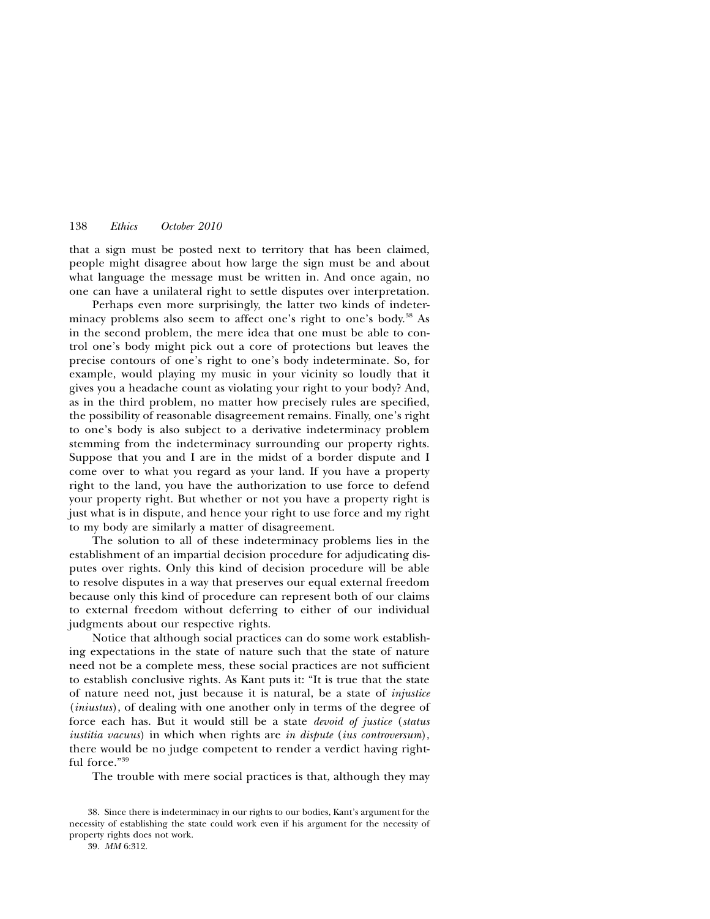that a sign must be posted next to territory that has been claimed, people might disagree about how large the sign must be and about what language the message must be written in. And once again, no one can have a unilateral right to settle disputes over interpretation.

Perhaps even more surprisingly, the latter two kinds of indeterminacy problems also seem to affect one's right to one's body.[38] As in the second problem, the mere idea that one must be able to control one's body might pick out a core of protections but leaves the precise contours of one's right to one's body indeterminate. So, for example, would playing my music in your vicinity so loudly that it gives you a headache count as violating your right to your body? And, as in the third problem, no matter how precisely rules are specified, the possibility of reasonable disagreement remains. Finally, one's right to one's body is also subject to a derivative indeterminacy problem stemming from the indeterminacy surrounding our property rights. Suppose that you and I are in the midst of a border dispute and I come over to what you regard as your land. If you have a property right to the land, you have the authorization to use force to defend your property right. But whether or not you have a property right is just what is in dispute, and hence your right to use force and my right to my body are similarly a matter of disagreement.

The solution to all of these indeterminacy problems lies in the establishment of an impartial decision procedure for adjudicating disputes over rights. Only this kind of decision procedure will be able to resolve disputes in a way that preserves our equal external freedom because only this kind of procedure can represent both of our claims to external freedom without deferring to either of our individual judgments about our respective rights.

Notice that although social practices can do some work establishing expectations in the state of nature such that the state of nature need not be a complete mess, these social practices are not sufficient to establish conclusive rights. As Kant puts it: "It is true that the state of nature need not, just because it is natural, be a state of *injustice* (*iniustus*), of dealing with one another only in terms of the degree of force each has. But it would still be a state *devoid of justice* (*status iustitia vacuus*) in which when rights are *in dispute* (*ius controversum*), there would be no judge competent to render a verdict having rightful force."[39]

The trouble with mere social practices is that, although they may

38. Since there is indeterminacy in our rights to our bodies, Kant's argument for the necessity of establishing the state could work even if his argument for the necessity of property rights does not work.

39. *MM* 6:312.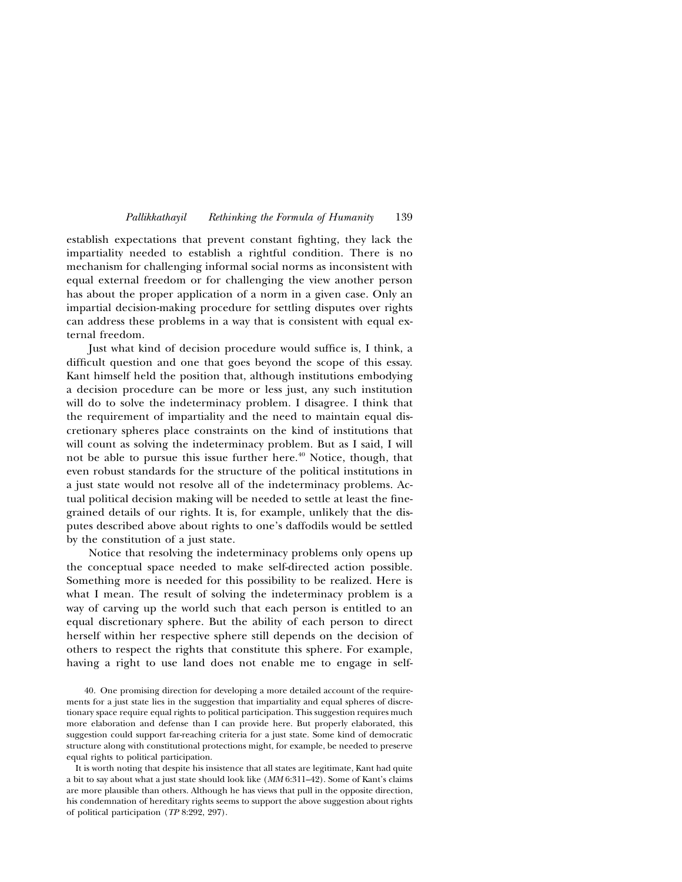establish expectations that prevent constant fighting, they lack the impartiality needed to establish a rightful condition. There is no mechanism for challenging informal social norms as inconsistent with equal external freedom or for challenging the view another person has about the proper application of a norm in a given case. Only an impartial decision-making procedure for settling disputes over rights can address these problems in a way that is consistent with equal external freedom.

Just what kind of decision procedure would suffice is, I think, a difficult question and one that goes beyond the scope of this essay. Kant himself held the position that, although institutions embodying a decision procedure can be more or less just, any such institution will do to solve the indeterminacy problem. I disagree. I think that the requirement of impartiality and the need to maintain equal discretionary spheres place constraints on the kind of institutions that will count as solving the indeterminacy problem. But as I said, I will not be able to pursue this issue further here.[40] Notice, though, that even robust standards for the structure of the political institutions in a just state would not resolve all of the indeterminacy problems. Actual political decision making will be needed to settle at least the fine-grained details of our rights. It is, for example, unlikely that the disputes described above about rights to one's daffodils would be settled by the constitution of a just state.

Notice that resolving the indeterminacy problems only opens up the conceptual space needed to make self-directed action possible. Something more is needed for this possibility to be realized. Here is what I mean. The result of solving the indeterminacy problem is a way of carving up the world such that each person is entitled to an equal discretionary sphere. But the ability of each person to direct herself within her respective sphere still depends on the decision of others to respect the rights that constitute this sphere. For example, having a right to use land does not enable me to engage in self-

40. One promising direction for developing a more detailed account of the requirements for a just state lies in the suggestion that impartiality and equal spheres of discretionary space require equal rights to political participation. This suggestion requires much more elaboration and defense than I can provide here. But properly elaborated, this suggestion could support far-reaching criteria for a just state. Some kind of democratic structure along with constitutional protections might, for example, be needed to preserve equal rights to political participation.

It is worth noting that despite his insistence that all states are legitimate, Kant had quite a bit to say about what a just state should look like (*MM* 6:311–42). Some of Kant's claims are more plausible than others. Although he has views that pull in the opposite direction, his condemnation of hereditary rights seems to support the above suggestion about rights of political participation (*TP* 8:292, 297).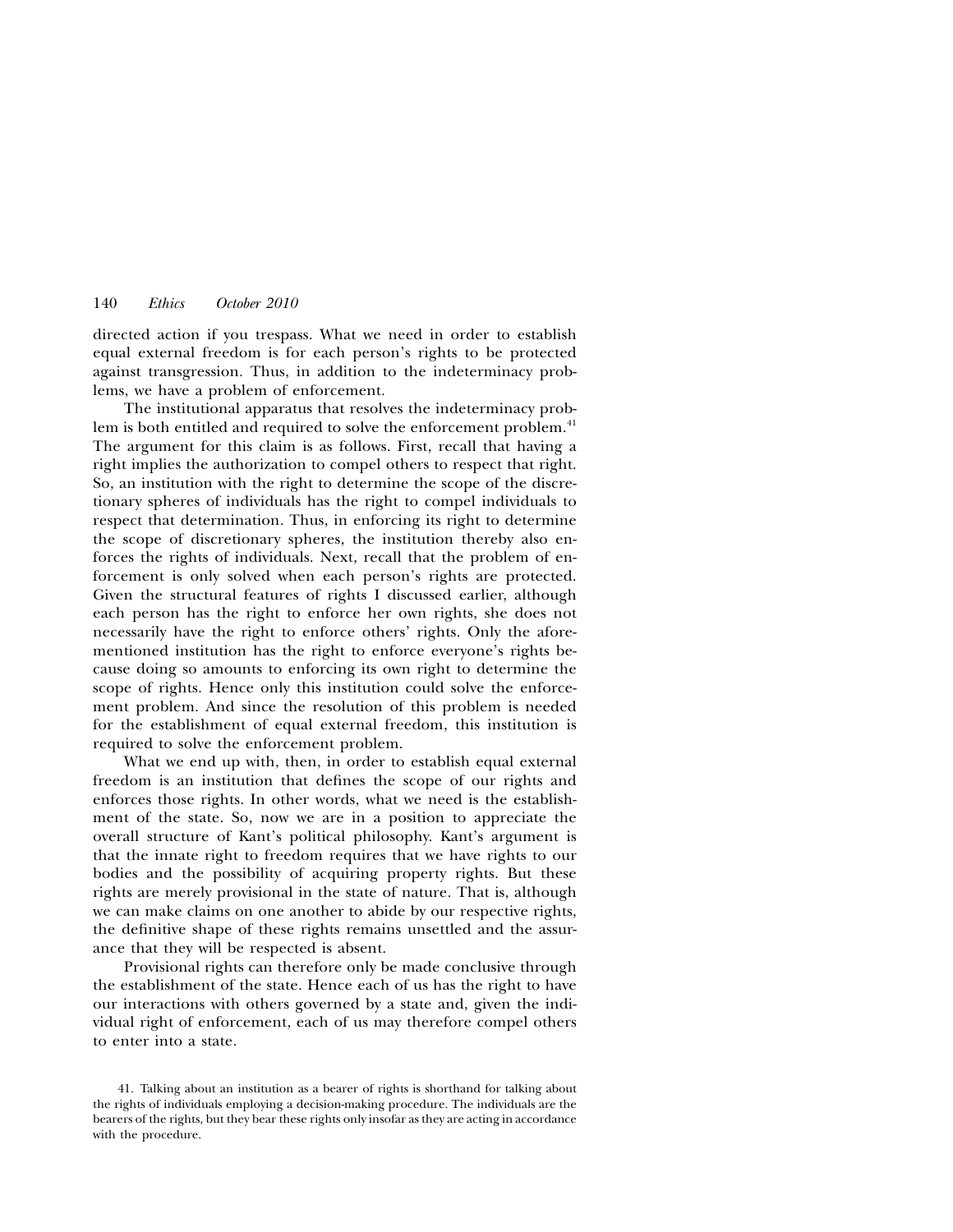directed action if you trespass. What we need in order to establish equal external freedom is for each person's rights to be protected against transgression. Thus, in addition to the indeterminacy problems, we have a problem of enforcement.

The institutional apparatus that resolves the indeterminacy problem is both entitled and required to solve the enforcement problem.[41] The argument for this claim is as follows. First, recall that having a right implies the authorization to compel others to respect that right. So, an institution with the right to determine the scope of the discretionary spheres of individuals has the right to compel individuals to respect that determination. Thus, in enforcing its right to determine the scope of discretionary spheres, the institution thereby also enforces the rights of individuals. Next, recall that the problem of enforcement is only solved when each person's rights are protected. Given the structural features of rights I discussed earlier, although each person has the right to enforce her own rights, she does not necessarily have the right to enforce others' rights. Only the aforementioned institution has the right to enforce everyone's rights because doing so amounts to enforcing its own right to determine the scope of rights. Hence only this institution could solve the enforcement problem. And since the resolution of this problem is needed for the establishment of equal external freedom, this institution is required to solve the enforcement problem.

What we end up with, then, in order to establish equal external freedom is an institution that defines the scope of our rights and enforces those rights. In other words, what we need is the establishment of the state. So, now we are in a position to appreciate the overall structure of Kant's political philosophy. Kant's argument is that the innate right to freedom requires that we have rights to our bodies and the possibility of acquiring property rights. But these rights are merely provisional in the state of nature. That is, although we can make claims on one another to abide by our respective rights, the definitive shape of these rights remains unsettled and the assurance that they will be respected is absent.

Provisional rights can therefore only be made conclusive through the establishment of the state. Hence each of us has the right to have our interactions with others governed by a state and, given the individual right of enforcement, each of us may therefore compel others to enter into a state.

41. Talking about an institution as a bearer of rights is shorthand for talking about the rights of individuals employing a decision-making procedure. The individuals are the bearers of the rights, but they bear these rights only insofar as they are acting in accordance with the procedure.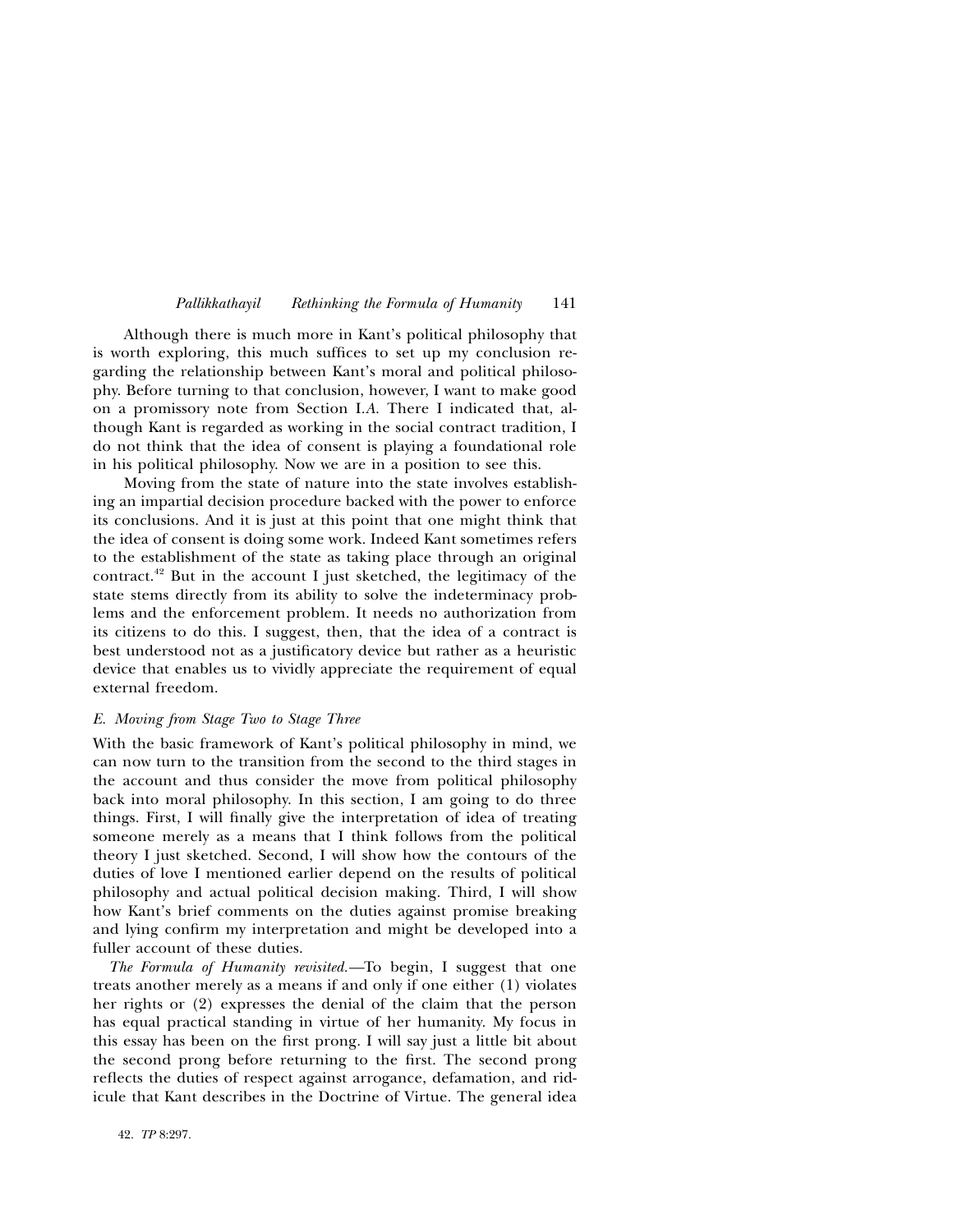Although there is much more in Kant's political philosophy that is worth exploring, this much suffices to set up my conclusion regarding the relationship between Kant's moral and political philosophy. Before turning to that conclusion, however, I want to make good on a promissory note from Section I.*A*. There I indicated that, although Kant is regarded as working in the social contract tradition, I do not think that the idea of consent is playing a foundational role in his political philosophy. Now we are in a position to see this.

Moving from the state of nature into the state involves establishing an impartial decision procedure backed with the power to enforce its conclusions. And it is just at this point that one might think that the idea of consent is doing some work. Indeed Kant sometimes refers to the establishment of the state as taking place through an original contract.[42] But in the account I just sketched, the legitimacy of the state stems directly from its ability to solve the indeterminacy problems and the enforcement problem. It needs no authorization from its citizens to do this. I suggest, then, that the idea of a contract is best understood not as a justificatory device but rather as a heuristic device that enables us to vividly appreciate the requirement of equal external freedom.

### *E. Moving from Stage Two to Stage Three*

With the basic framework of Kant's political philosophy in mind, we can now turn to the transition from the second to the third stages in the account and thus consider the move from political philosophy back into moral philosophy. In this section, I am going to do three things. First, I will finally give the interpretation of idea of treating someone merely as a means that I think follows from the political theory I just sketched. Second, I will show how the contours of the duties of love I mentioned earlier depend on the results of political philosophy and actual political decision making. Third, I will show how Kant's brief comments on the duties against promise breaking and lying confirm my interpretation and might be developed into a fuller account of these duties.

*The Formula of Humanity revisited.*—To begin, I suggest that one treats another merely as a means if and only if one either (1) violates her rights or (2) expresses the denial of the claim that the person has equal practical standing in virtue of her humanity. My focus in this essay has been on the first prong. I will say just a little bit about the second prong before returning to the first. The second prong reflects the duties of respect against arrogance, defamation, and ridicule that Kant describes in the Doctrine of Virtue. The general idea

42. *TP* 8:297.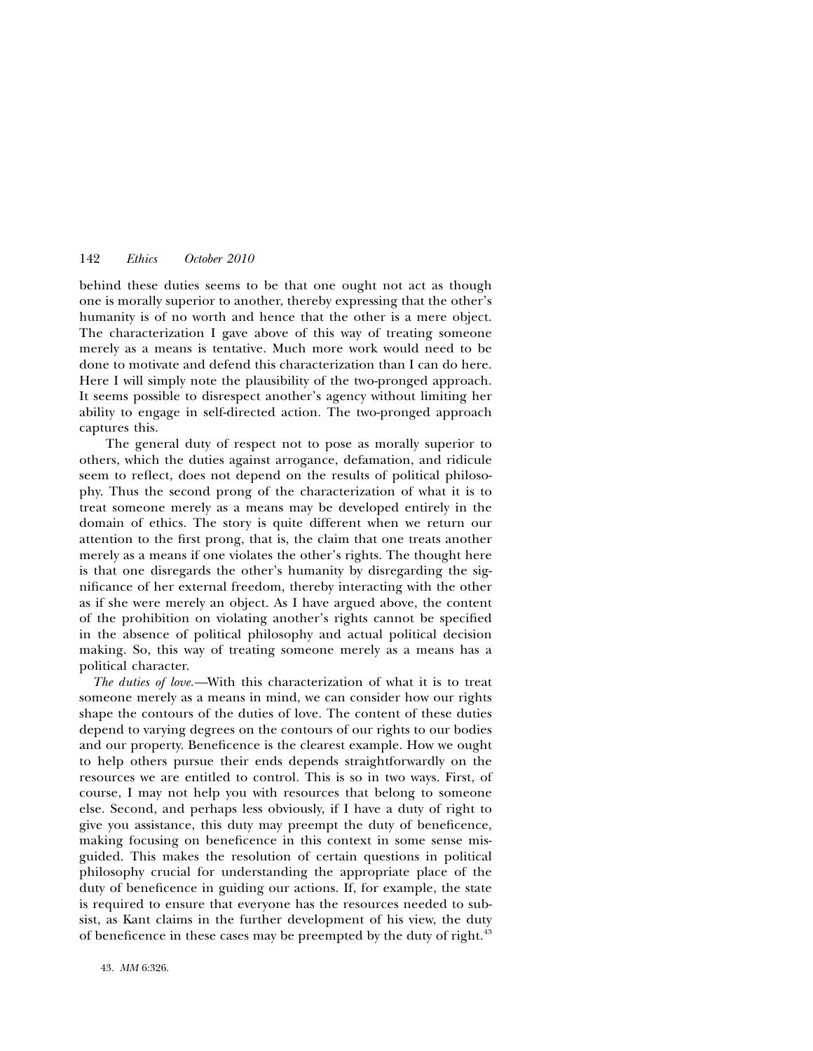behind these duties seems to be that one ought not act as though one is morally superior to another, thereby expressing that the other's humanity is of no worth and hence that the other is a mere object. The characterization I gave above of this way of treating someone merely as a means is tentative. Much more work would need to be done to motivate and defend this characterization than I can do here. Here I will simply note the plausibility of the two-pronged approach. It seems possible to disrespect another's agency without limiting her ability to engage in self-directed action. The two-pronged approach captures this.

The general duty of respect not to pose as morally superior to others, which the duties against arrogance, defamation, and ridicule seem to reflect, does not depend on the results of political philosophy. Thus the second prong of the characterization of what it is to treat someone merely as a means may be developed entirely in the domain of ethics. The story is quite different when we return our attention to the first prong, that is, the claim that one treats another merely as a means if one violates the other's rights. The thought here is that one disregards the other's humanity by disregarding the significance of her external freedom, thereby interacting with the other as if she were merely an object. As I have argued above, the content of the prohibition on violating another's rights cannot be specified in the absence of political philosophy and actual political decision making. So, this way of treating someone merely as a means has a political character.

*The duties of love.*—With this characterization of what it is to treat someone merely as a means in mind, we can consider how our rights shape the contours of the duties of love. The content of these duties depend to varying degrees on the contours of our rights to our bodies and our property. Beneficence is the clearest example. How we ought to help others pursue their ends depends straightforwardly on the resources we are entitled to control. This is so in two ways. First, of course, I may not help you with resources that belong to someone else. Second, and perhaps less obviously, if I have a duty of right to give you assistance, this duty may preempt the duty of beneficence, making focusing on beneficence in this context in some sense misguided. This makes the resolution of certain questions in political philosophy crucial for understanding the appropriate place of the duty of beneficence in guiding our actions. If, for example, the state is required to ensure that everyone has the resources needed to subsist, as Kant claims in the further development of his view, the duty of beneficence in these cases may be preempted by the duty of right.[43]

43. *MM* 6:326.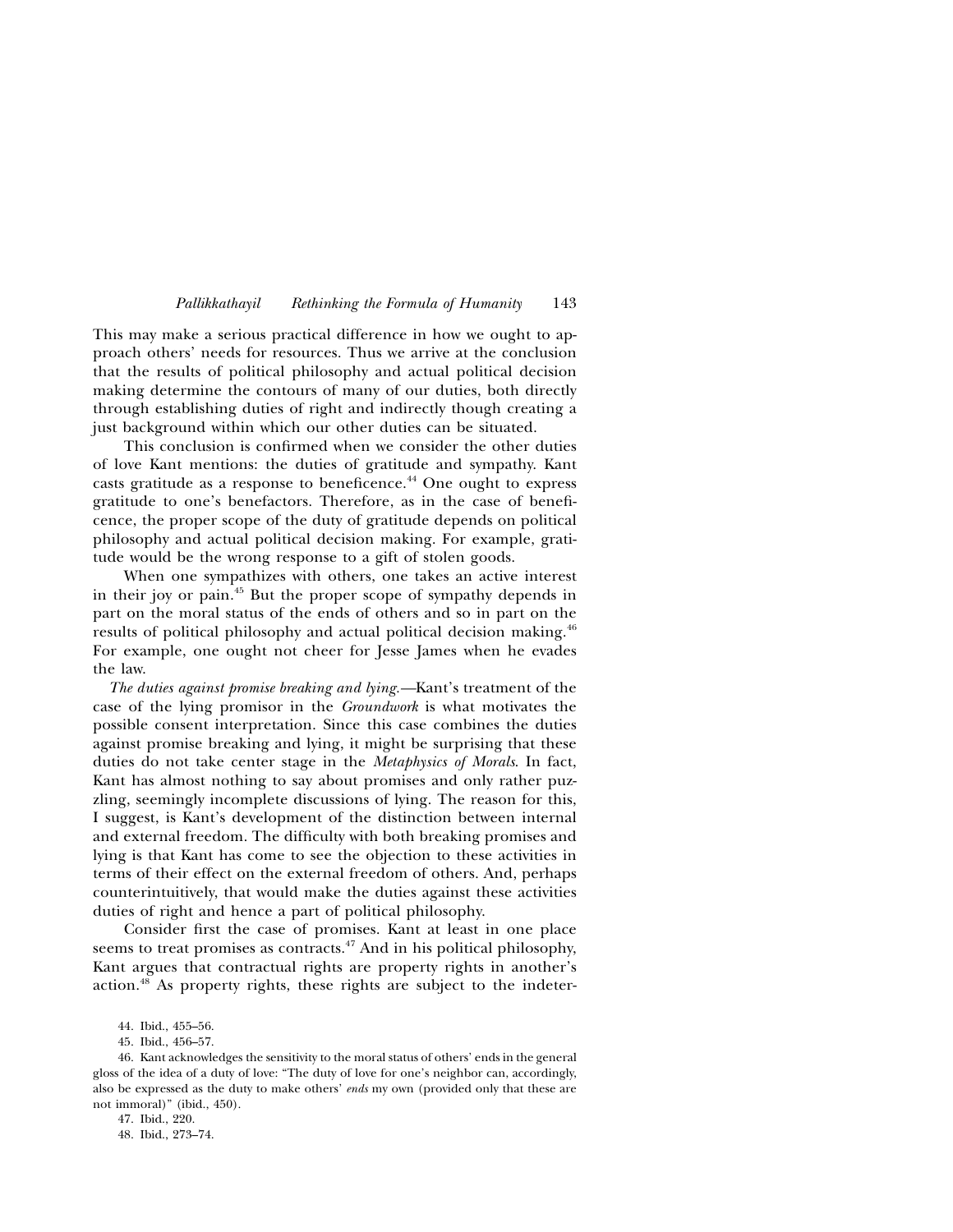This may make a serious practical difference in how we ought to approach others' needs for resources. Thus we arrive at the conclusion that the results of political philosophy and actual political decision making determine the contours of many of our duties, both directly through establishing duties of right and indirectly though creating a just background within which our other duties can be situated.

This conclusion is confirmed when we consider the other duties of love Kant mentions: the duties of gratitude and sympathy. Kant casts gratitude as a response to beneficence.[44] One ought to express gratitude to one's benefactors. Therefore, as in the case of beneficence, the proper scope of the duty of gratitude depends on political philosophy and actual political decision making. For example, gratitude would be the wrong response to a gift of stolen goods.

When one sympathizes with others, one takes an active interest in their joy or pain.[45] But the proper scope of sympathy depends in part on the moral status of the ends of others and so in part on the results of political philosophy and actual political decision making.[46] For example, one ought not cheer for Jesse James when he evades the law.

*The duties against promise breaking and lying.*—Kant's treatment of the case of the lying promisor in the *Groundwork* is what motivates the possible consent interpretation. Since this case combines the duties against promise breaking and lying, it might be surprising that these duties do not take center stage in the *Metaphysics of Morals*. In fact, Kant has almost nothing to say about promises and only rather puzzling, seemingly incomplete discussions of lying. The reason for this, I suggest, is Kant's development of the distinction between internal and external freedom. The difficulty with both breaking promises and lying is that Kant has come to see the objection to these activities in terms of their effect on the external freedom of others. And, perhaps counterintuitively, that would make the duties against these activities duties of right and hence a part of political philosophy.

Consider first the case of promises. Kant at least in one place seems to treat promises as contracts.[47] And in his political philosophy, Kant argues that contractual rights are property rights in another's action.[48] As property rights, these rights are subject to the indeter-

44. Ibid., 455–56.

45. Ibid., 456–57.

46. Kant acknowledges the sensitivity to the moral status of others' ends in the general gloss of the idea of a duty of love: "The duty of love for one's neighbor can, accordingly, also be expressed as the duty to make others' *ends* my own (provided only that these are not immoral)" (ibid., 450).

47. Ibid., 220.

48. Ibid., 273–74.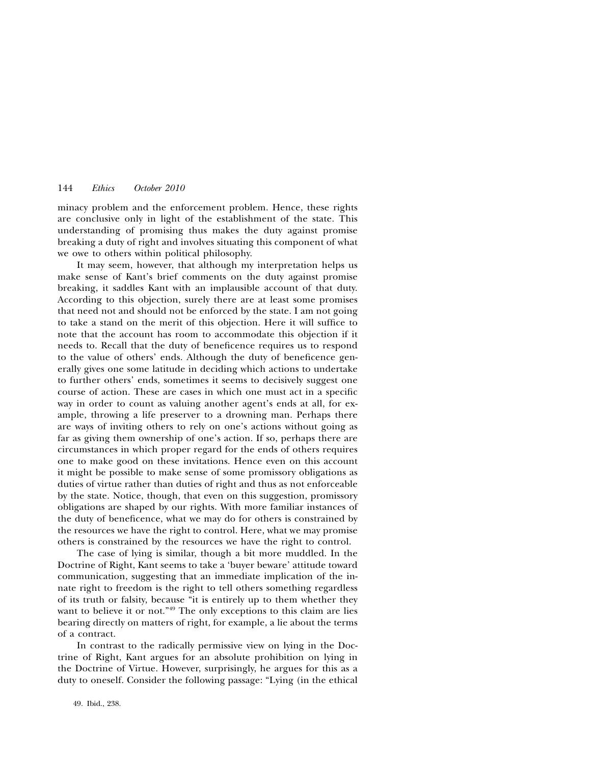minacy problem and the enforcement problem. Hence, these rights are conclusive only in light of the establishment of the state. This understanding of promising thus makes the duty against promise breaking a duty of right and involves situating this component of what we owe to others within political philosophy.

It may seem, however, that although my interpretation helps us make sense of Kant's brief comments on the duty against promise breaking, it saddles Kant with an implausible account of that duty. According to this objection, surely there are at least some promises that need not and should not be enforced by the state. I am not going to take a stand on the merit of this objection. Here it will suffice to note that the account has room to accommodate this objection if it needs to. Recall that the duty of beneficence requires us to respond to the value of others' ends. Although the duty of beneficence generally gives one some latitude in deciding which actions to undertake to further others' ends, sometimes it seems to decisively suggest one course of action. These are cases in which one must act in a specific way in order to count as valuing another agent's ends at all, for example, throwing a life preserver to a drowning man. Perhaps there are ways of inviting others to rely on one's actions without going as far as giving them ownership of one's action. If so, perhaps there are circumstances in which proper regard for the ends of others requires one to make good on these invitations. Hence even on this account it might be possible to make sense of some promissory obligations as duties of virtue rather than duties of right and thus as not enforceable by the state. Notice, though, that even on this suggestion, promissory obligations are shaped by our rights. With more familiar instances of the duty of beneficence, what we may do for others is constrained by the resources we have the right to control. Here, what we may promise others is constrained by the resources we have the right to control.

The case of lying is similar, though a bit more muddled. In the Doctrine of Right, Kant seems to take a 'buyer beware' attitude toward communication, suggesting that an immediate implication of the innate right to freedom is the right to tell others something regardless of its truth or falsity, because "it is entirely up to them whether they want to believe it or not."[49] The only exceptions to this claim are lies bearing directly on matters of right, for example, a lie about the terms of a contract.

In contrast to the radically permissive view on lying in the Doctrine of Right, Kant argues for an absolute prohibition on lying in the Doctrine of Virtue. However, surprisingly, he argues for this as a duty to oneself. Consider the following passage: "Lying (in the ethical

49. Ibid., 238.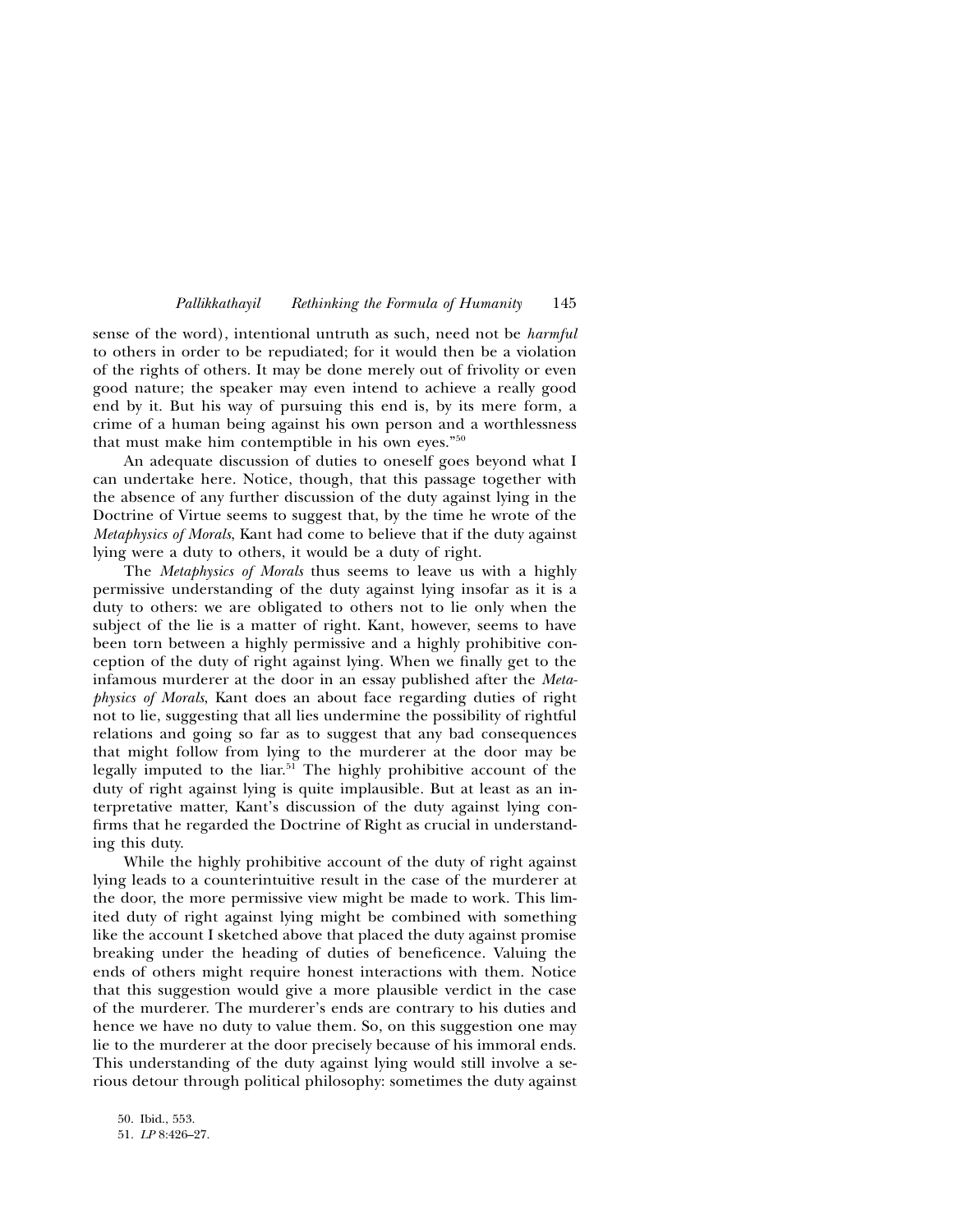sense of the word), intentional untruth as such, need not be *harmful* to others in order to be repudiated; for it would then be a violation of the rights of others. It may be done merely out of frivolity or even good nature; the speaker may even intend to achieve a really good end by it. But his way of pursuing this end is, by its mere form, a crime of a human being against his own person and a worthlessness that must make him contemptible in his own eyes."[50]

An adequate discussion of duties to oneself goes beyond what I can undertake here. Notice, though, that this passage together with the absence of any further discussion of the duty against lying in the Doctrine of Virtue seems to suggest that, by the time he wrote of the *Metaphysics of Morals*, Kant had come to believe that if the duty against lying were a duty to others, it would be a duty of right.

The *Metaphysics of Morals* thus seems to leave us with a highly permissive understanding of the duty against lying insofar as it is a duty to others: we are obligated to others not to lie only when the subject of the lie is a matter of right. Kant, however, seems to have been torn between a highly permissive and a highly prohibitive conception of the duty of right against lying. When we finally get to the infamous murderer at the door in an essay published after the *Metaphysics of Morals*, Kant does an about face regarding duties of right not to lie, suggesting that all lies undermine the possibility of rightful relations and going so far as to suggest that any bad consequences that might follow from lying to the murderer at the door may be legally imputed to the liar.[51] The highly prohibitive account of the duty of right against lying is quite implausible. But at least as an interpretative matter, Kant's discussion of the duty against lying confirms that he regarded the Doctrine of Right as crucial in understanding this duty.

While the highly prohibitive account of the duty of right against lying leads to a counterintuitive result in the case of the murderer at the door, the more permissive view might be made to work. This limited duty of right against lying might be combined with something like the account I sketched above that placed the duty against promise breaking under the heading of duties of beneficence. Valuing the ends of others might require honest interactions with them. Notice that this suggestion would give a more plausible verdict in the case of the murderer. The murderer's ends are contrary to his duties and hence we have no duty to value them. So, on this suggestion one may lie to the murderer at the door precisely because of his immoral ends. This understanding of the duty against lying would still involve a serious detour through political philosophy: sometimes the duty against

50. Ibid., 553.

51. *LP* 8:426–27.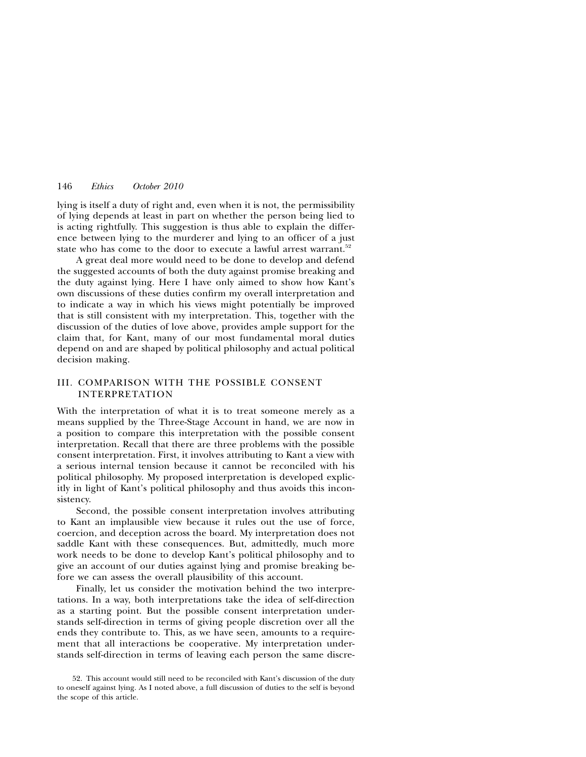lying is itself a duty of right and, even when it is not, the permissibility of lying depends at least in part on whether the person being lied to is acting rightfully. This suggestion is thus able to explain the difference between lying to the murderer and lying to an officer of a just state who has come to the door to execute a lawful arrest warrant.[52]

A great deal more would need to be done to develop and defend the suggested accounts of both the duty against promise breaking and the duty against lying. Here I have only aimed to show how Kant's own discussions of these duties confirm my overall interpretation and to indicate a way in which his views might potentially be improved that is still consistent with my interpretation. This, together with the discussion of the duties of love above, provides ample support for the claim that, for Kant, many of our most fundamental moral duties depend on and are shaped by political philosophy and actual political decision making.

## III. COMPARISON WITH THE POSSIBLE CONSENT INTERPRETATION

With the interpretation of what it is to treat someone merely as a means supplied by the Three-Stage Account in hand, we are now in a position to compare this interpretation with the possible consent interpretation. Recall that there are three problems with the possible consent interpretation. First, it involves attributing to Kant a view with a serious internal tension because it cannot be reconciled with his political philosophy. My proposed interpretation is developed explicitly in light of Kant's political philosophy and thus avoids this inconsistency.

Second, the possible consent interpretation involves attributing to Kant an implausible view because it rules out the use of force, coercion, and deception across the board. My interpretation does not saddle Kant with these consequences. But, admittedly, much more work needs to be done to develop Kant's political philosophy and to give an account of our duties against lying and promise breaking before we can assess the overall plausibility of this account.

Finally, let us consider the motivation behind the two interpretations. In a way, both interpretations take the idea of self-direction as a starting point. But the possible consent interpretation understands self-direction in terms of giving people discretion over all the ends they contribute to. This, as we have seen, amounts to a requirement that all interactions be cooperative. My interpretation understands self-direction in terms of leaving each person the same discre-

52. This account would still need to be reconciled with Kant's discussion of the duty to oneself against lying. As I noted above, a full discussion of duties to the self is beyond the scope of this article.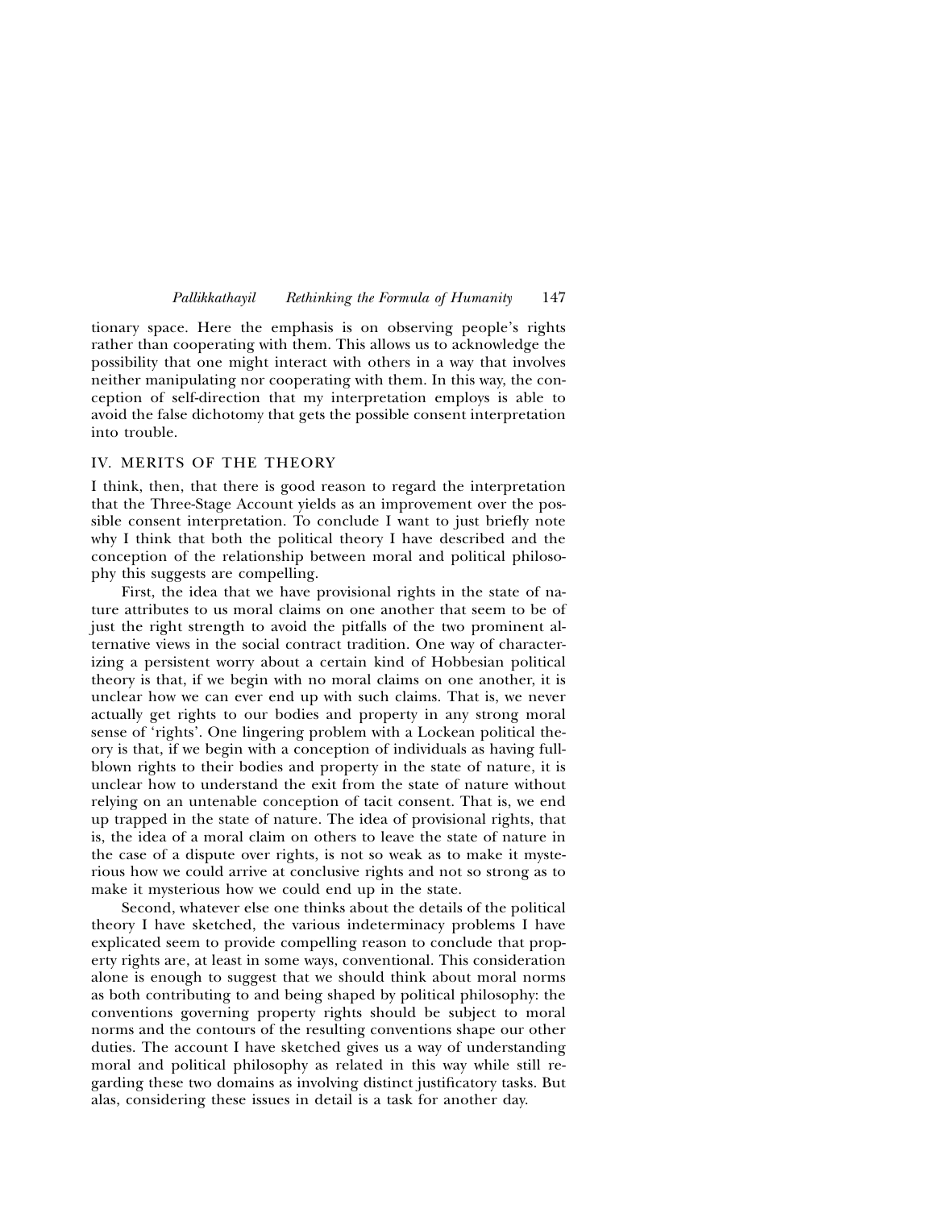tionary space. Here the emphasis is on observing people's rights rather than cooperating with them. This allows us to acknowledge the possibility that one might interact with others in a way that involves neither manipulating nor cooperating with them. In this way, the conception of self-direction that my interpretation employs is able to avoid the false dichotomy that gets the possible consent interpretation into trouble.

## IV. MERITS OF THE THEORY

I think, then, that there is good reason to regard the interpretation that the Three-Stage Account yields as an improvement over the possible consent interpretation. To conclude I want to just briefly note why I think that both the political theory I have described and the conception of the relationship between moral and political philosophy this suggests are compelling.

First, the idea that we have provisional rights in the state of nature attributes to us moral claims on one another that seem to be of just the right strength to avoid the pitfalls of the two prominent alternative views in the social contract tradition. One way of characterizing a persistent worry about a certain kind of Hobbesian political theory is that, if we begin with no moral claims on one another, it is unclear how we can ever end up with such claims. That is, we never actually get rights to our bodies and property in any strong moral sense of 'rights'. One lingering problem with a Lockean political theory is that, if we begin with a conception of individuals as having full-blown rights to their bodies and property in the state of nature, it is unclear how to understand the exit from the state of nature without relying on an untenable conception of tacit consent. That is, we end up trapped in the state of nature. The idea of provisional rights, that is, the idea of a moral claim on others to leave the state of nature in the case of a dispute over rights, is not so weak as to make it mysterious how we could arrive at conclusive rights and not so strong as to make it mysterious how we could end up in the state.

Second, whatever else one thinks about the details of the political theory I have sketched, the various indeterminacy problems I have explicated seem to provide compelling reason to conclude that property rights are, at least in some ways, conventional. This consideration alone is enough to suggest that we should think about moral norms as both contributing to and being shaped by political philosophy: the conventions governing property rights should be subject to moral norms and the contours of the resulting conventions shape our other duties. The account I have sketched gives us a way of understanding moral and political philosophy as related in this way while still regarding these two domains as involving distinct justificatory tasks. But alas, considering these issues in detail is a task for another day.